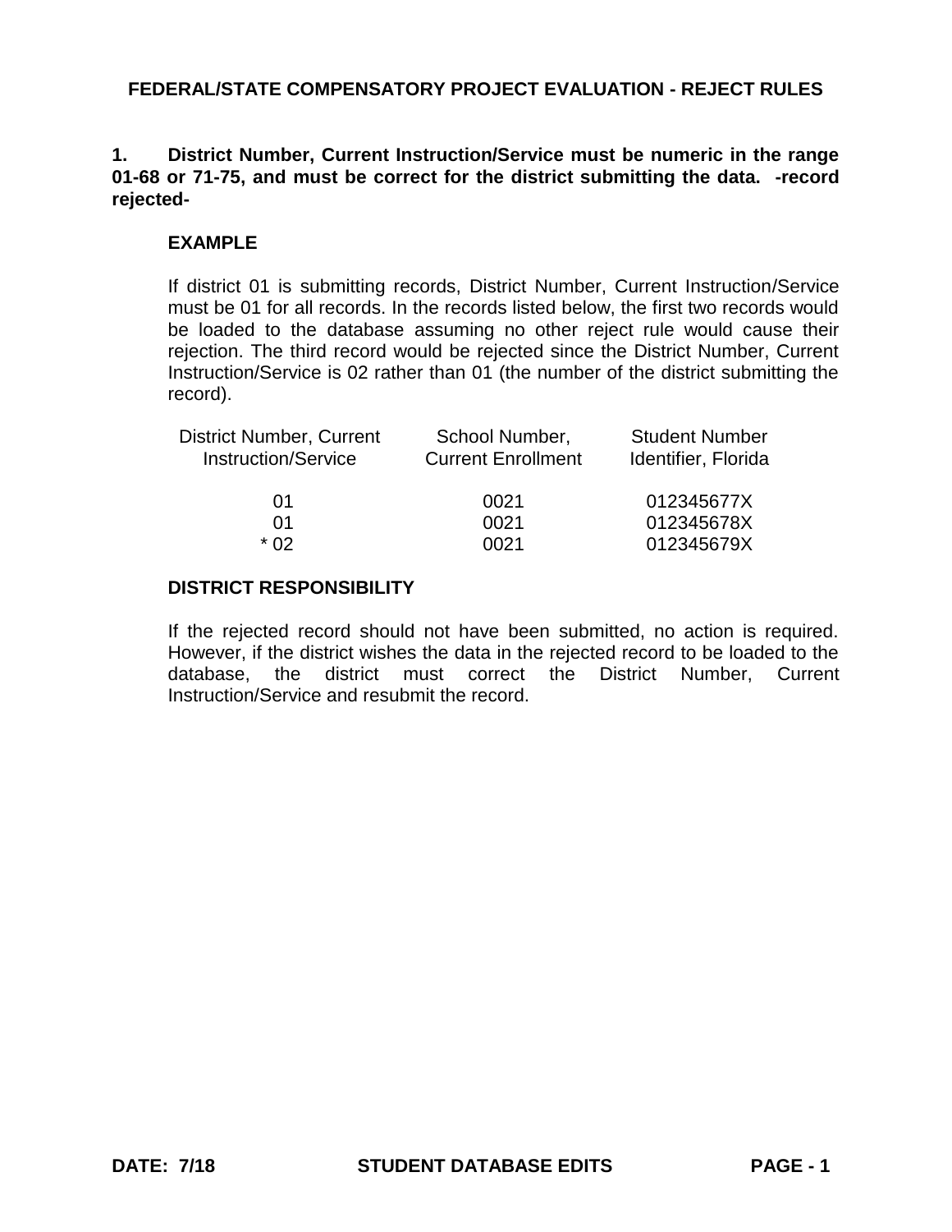# FEDERAL/STATE COMPENSATORY PROJECT EVALUATION - REJECT RULES

**1. District Number, Current Instruction/Service must be numeric in the range 01-68 or 71-75, and must be correct for the district submitting the data. -record rejected-**

### EXAMPLE

If district 01 is submitting records, District Number, Current Instruction/Service must be 01 for all records. In the records listed below, the first two records would be loaded to the database assuming no other reject rule would cause their rejection. The third record would be rejected since the District Number, Current Instruction/Service is 02 rather than 01 (the number of the district submitting the record).

| District Number, Current Instruction/Service | School Number, Current Enrollment | Student Number Identifier, Florida |
|---|---|---|
| 01 | 0021 | 012345677X |
| 01 | 0021 | 012345678X |
| * 02 | 0021 | 012345679X |

### DISTRICT RESPONSIBILITY

If the rejected record should not have been submitted, no action is required. However, if the district wishes the data in the rejected record to be loaded to the database, the district must correct the District Number, Current Instruction/Service and resubmit the record.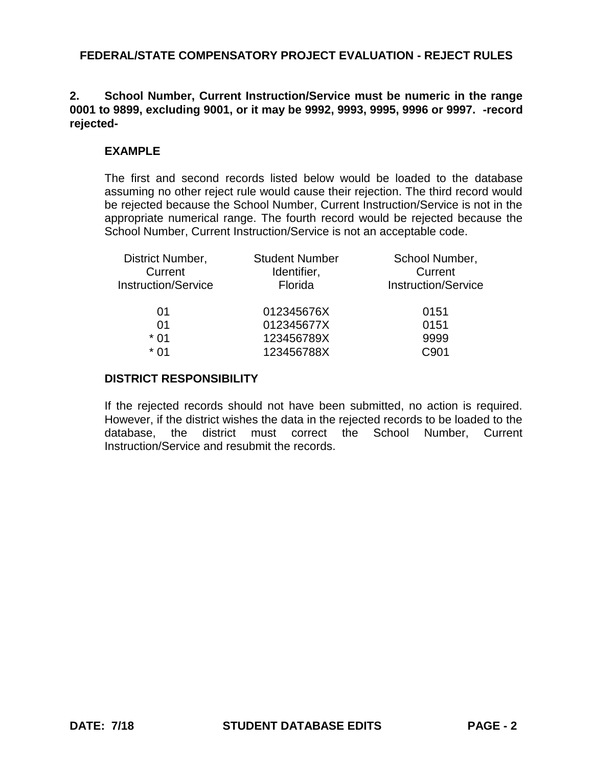**FEDERAL/STATE COMPENSATORY PROJECT EVALUATION - REJECT RULES**

**2. School Number, Current Instruction/Service must be numeric in the range 0001 to 9899, excluding 9001, or it may be 9992, 9993, 9995, 9996 or 9997. -record rejected-**

**EXAMPLE**

The first and second records listed below would be loaded to the database assuming no other reject rule would cause their rejection. The third record would be rejected because the School Number, Current Instruction/Service is not in the appropriate numerical range. The fourth record would be rejected because the School Number, Current Instruction/Service is not an acceptable code.

| District Number, Current Instruction/Service | Student Number Identifier, Florida | School Number, Current Instruction/Service |
|---|---|---|
| 01 | 012345676X | 0151 |
| 01 | 012345677X | 0151 |
| * 01 | 123456789X | 9999 |
| * 01 | 123456788X | C901 |

**DISTRICT RESPONSIBILITY**

If the rejected records should not have been submitted, no action is required. However, if the district wishes the data in the rejected records to be loaded to the database, the district must correct the School Number, Current Instruction/Service and resubmit the records.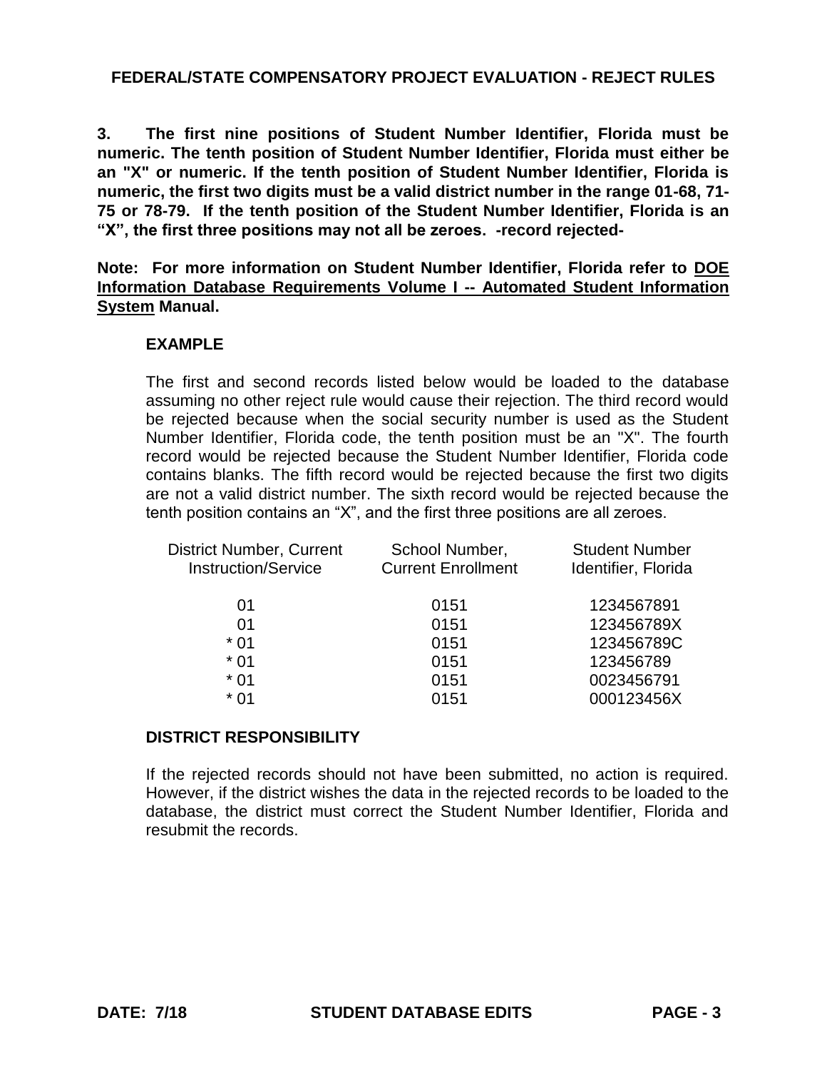**3. The first nine positions of Student Number Identifier, Florida must be numeric. The tenth position of Student Number Identifier, Florida must either be an "X" or numeric. If the tenth position of Student Number Identifier, Florida is numeric, the first two digits must be a valid district number in the range 01-68, 71-75 or 78-79. If the tenth position of the Student Number Identifier, Florida is an "X", the first three positions may not all be zeroes. -record rejected-**

**Note: For more information on Student Number Identifier, Florida refer to <u>DOE Information Database Requirements Volume I -- Automated Student Information System</u> Manual.**

**EXAMPLE**

The first and second records listed below would be loaded to the database assuming no other reject rule would cause their rejection. The third record would be rejected because when the social security number is used as the Student Number Identifier, Florida code, the tenth position must be an "X". The fourth record would be rejected because the Student Number Identifier, Florida code contains blanks. The fifth record would be rejected because the first two digits are not a valid district number. The sixth record would be rejected because the tenth position contains an "X", and the first three positions are all zeroes.

| District Number, Current Instruction/Service | School Number, Current Enrollment | Student Number Identifier, Florida |
|---|---|---|
| 01 | 0151 | 1234567891 |
| 01 | 0151 | 123456789X |
| * 01 | 0151 | 123456789C |
| * 01 | 0151 | 123456789 |
| * 01 | 0151 | 0023456791 |
| * 01 | 0151 | 000123456X |

**DISTRICT RESPONSIBILITY**

If the rejected records should not have been submitted, no action is required. However, if the district wishes the data in the rejected records to be loaded to the database, the district must correct the Student Number Identifier, Florida and resubmit the records.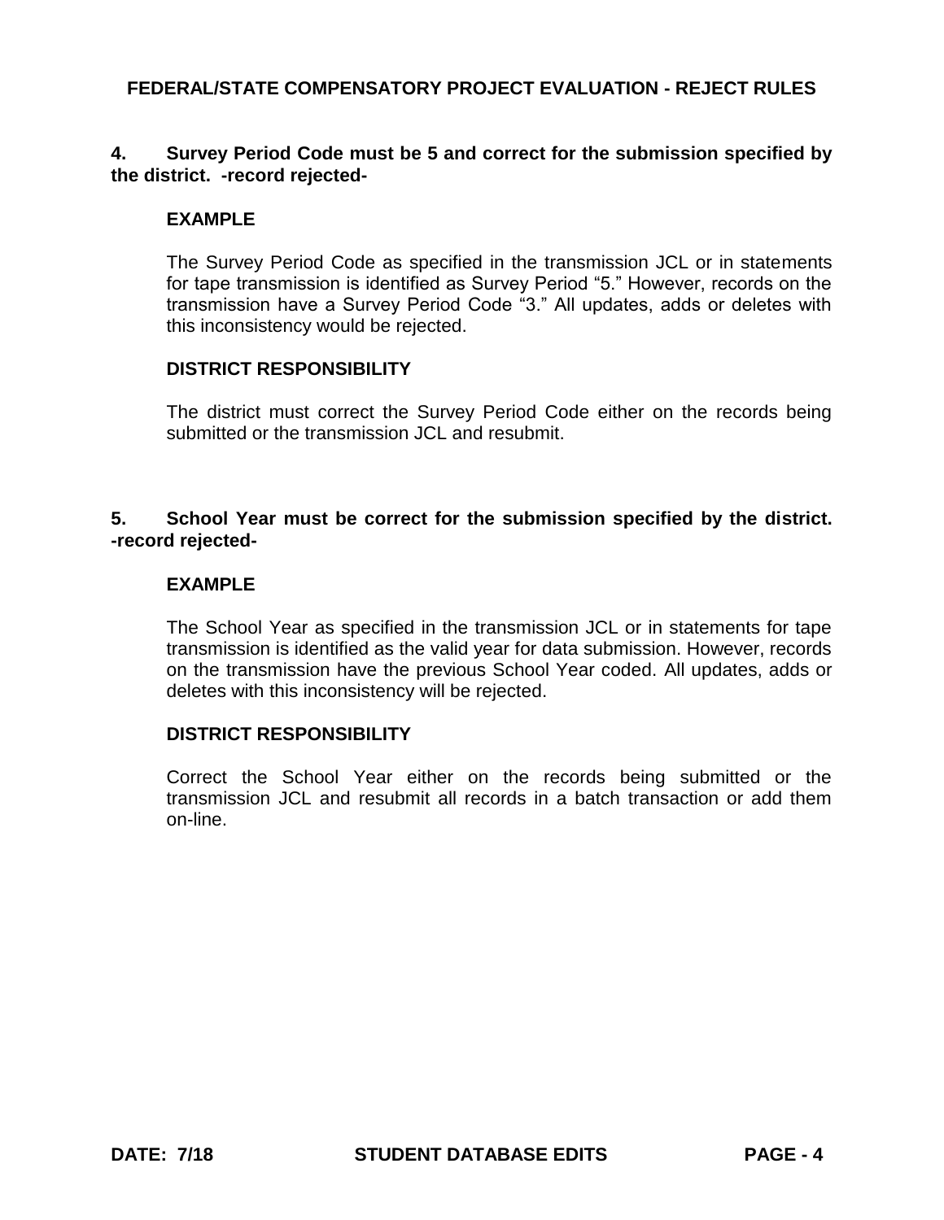**4. Survey Period Code must be 5 and correct for the submission specified by the district. -record rejected-**

**EXAMPLE**

The Survey Period Code as specified in the transmission JCL or in statements for tape transmission is identified as Survey Period "5." However, records on the transmission have a Survey Period Code "3." All updates, adds or deletes with this inconsistency would be rejected.

**DISTRICT RESPONSIBILITY**

The district must correct the Survey Period Code either on the records being submitted or the transmission JCL and resubmit.

**5. School Year must be correct for the submission specified by the district. -record rejected-**

**EXAMPLE**

The School Year as specified in the transmission JCL or in statements for tape transmission is identified as the valid year for data submission. However, records on the transmission have the previous School Year coded. All updates, adds or deletes with this inconsistency will be rejected.

**DISTRICT RESPONSIBILITY**

Correct the School Year either on the records being submitted or the transmission JCL and resubmit all records in a batch transaction or add them on-line.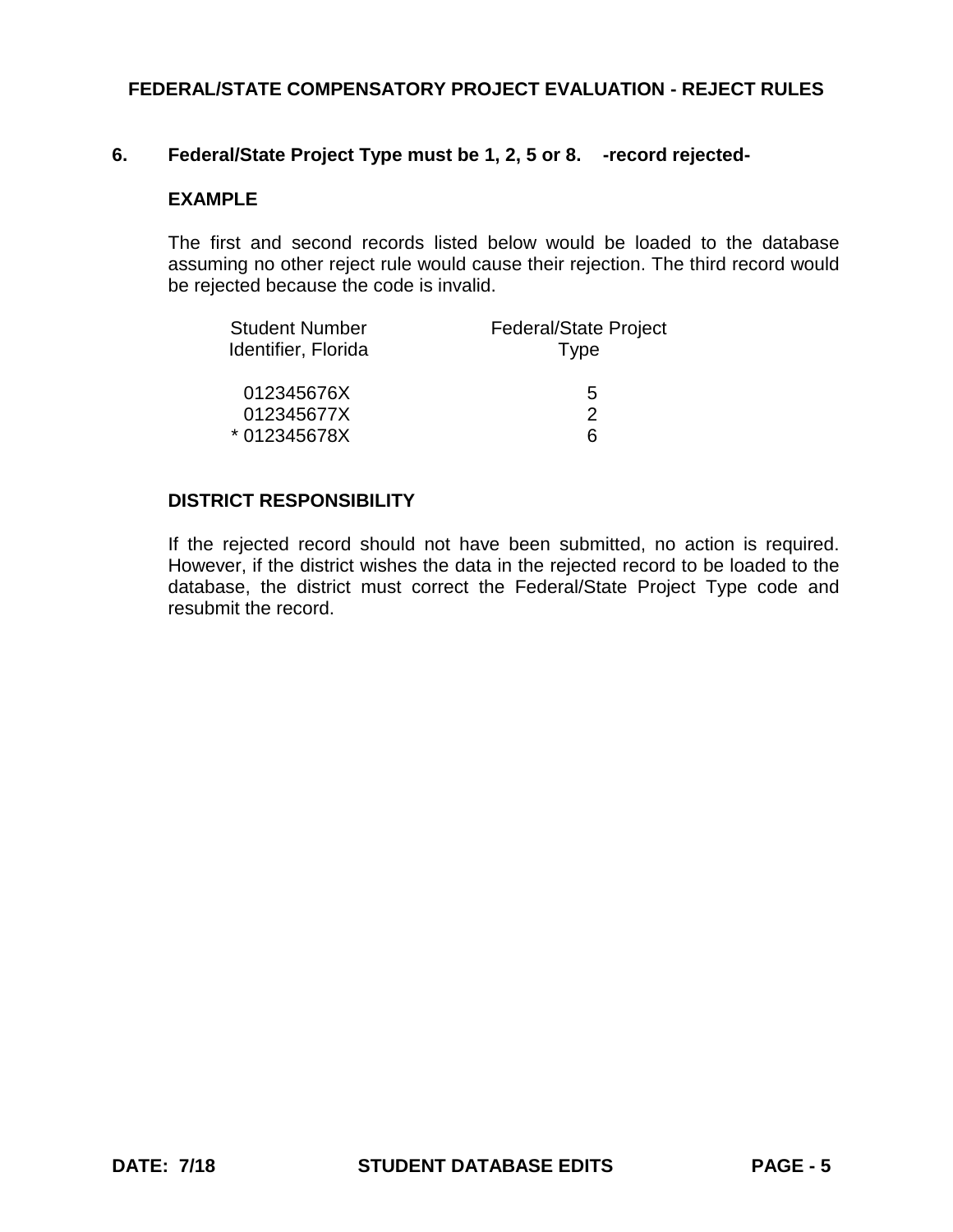**6. Federal/State Project Type must be 1, 2, 5 or 8. -record rejected-**

**EXAMPLE**

The first and second records listed below would be loaded to the database assuming no other reject rule would cause their rejection. The third record would be rejected because the code is invalid.

| Student Number Identifier, Florida | Federal/State Project Type |
|---|---|
| 012345676X | 5 |
| 012345677X | 2 |
| * 012345678X | 6 |

**DISTRICT RESPONSIBILITY**

If the rejected record should not have been submitted, no action is required. However, if the district wishes the data in the rejected record to be loaded to the database, the district must correct the Federal/State Project Type code and resubmit the record.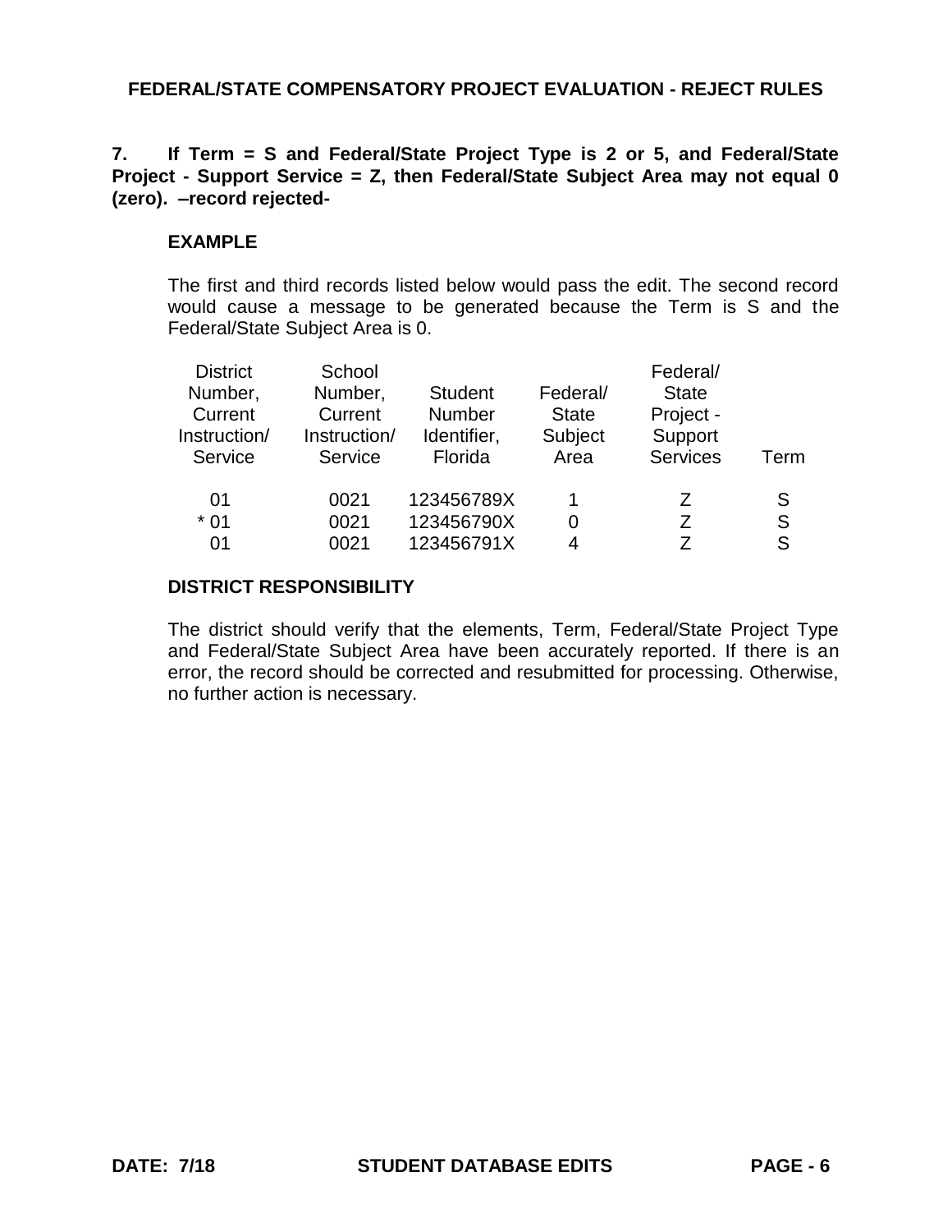## FEDERAL/STATE COMPENSATORY PROJECT EVALUATION - REJECT RULES

**7. If Term = S and Federal/State Project Type is 2 or 5, and Federal/State Project - Support Service = Z, then Federal/State Subject Area may not equal 0 (zero). –record rejected-**

**EXAMPLE**

The first and third records listed below would pass the edit. The second record would cause a message to be generated because the Term is S and the Federal/State Subject Area is 0.

| District Number, Current Instruction/ Service | School Number, Current Instruction/ Service | Student Number Identifier, Florida | Federal/ State Subject Area | Federal/ State Project - Support Services | Term |
|---|---|---|---|---|---|
| 01 | 0021 | 123456789X | 1 | Z | S |
| * 01 | 0021 | 123456790X | 0 | Z | S |
| 01 | 0021 | 123456791X | 4 | Z | S |

**DISTRICT RESPONSIBILITY**

The district should verify that the elements, Term, Federal/State Project Type and Federal/State Subject Area have been accurately reported. If there is an error, the record should be corrected and resubmitted for processing. Otherwise, no further action is necessary.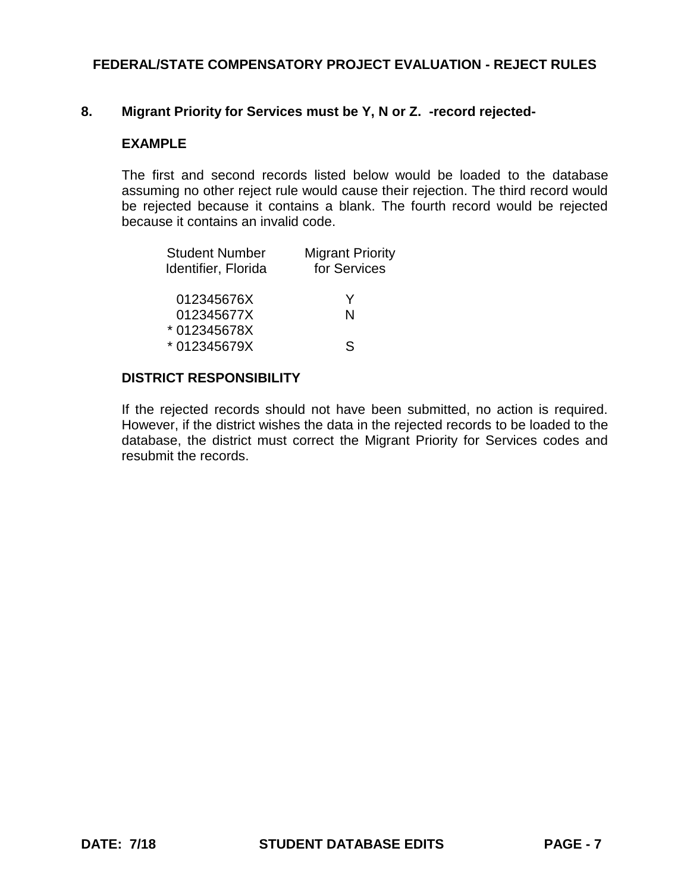**8. Migrant Priority for Services must be Y, N or Z. -record rejected-**

**EXAMPLE**

The first and second records listed below would be loaded to the database assuming no other reject rule would cause their rejection. The third record would be rejected because it contains a blank. The fourth record would be rejected because it contains an invalid code.

| Student Number Identifier, Florida | Migrant Priority for Services |
|---|---|
| 012345676X | Y |
| 012345677X | N |
| * 012345678X | |
| * 012345679X | S |

**DISTRICT RESPONSIBILITY**

If the rejected records should not have been submitted, no action is required. However, if the district wishes the data in the rejected records to be loaded to the database, the district must correct the Migrant Priority for Services codes and resubmit the records.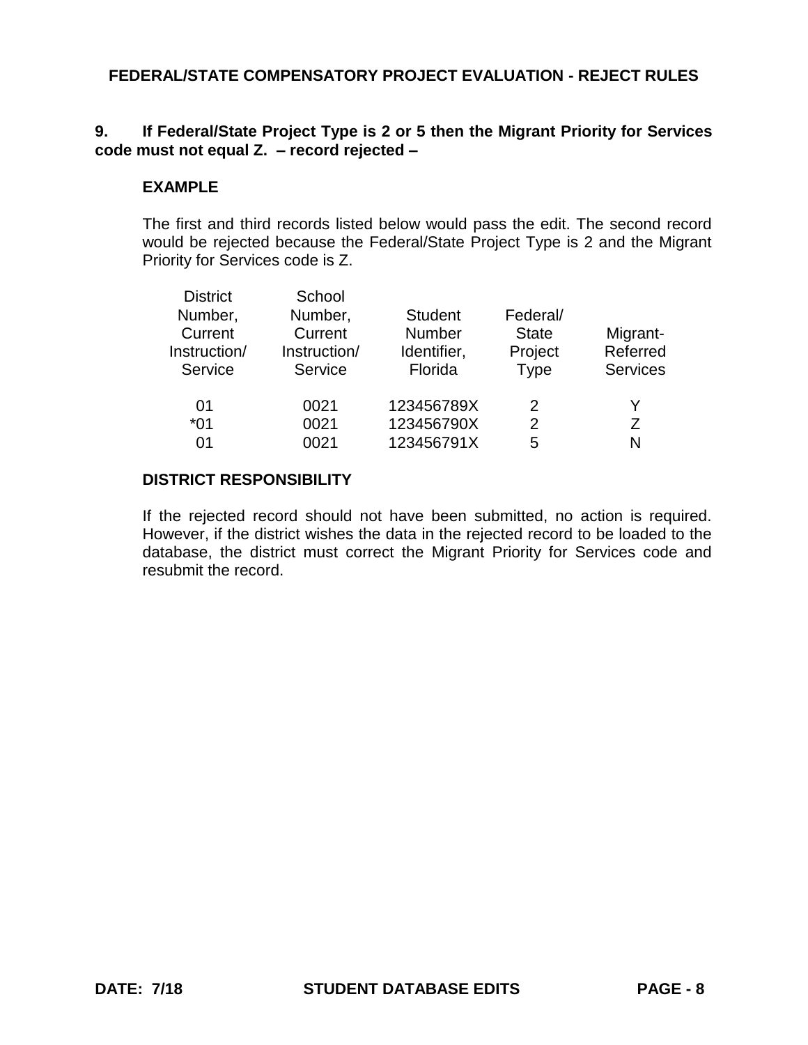**9. If Federal/State Project Type is 2 or 5 then the Migrant Priority for Services code must not equal Z. – record rejected –**

**EXAMPLE**

The first and third records listed below would pass the edit. The second record would be rejected because the Federal/State Project Type is 2 and the Migrant Priority for Services code is Z.

| District Number, Current Instruction/ Service | School Number, Current Instruction/ Service | Student Number Identifier, Florida | Federal/ State Project Type | Migrant-Referred Services |
|---|---|---|---|---|
| 01 | 0021 | 123456789X | 2 | Y |
| *01 | 0021 | 123456790X | 2 | Z |
| 01 | 0021 | 123456791X | 5 | N |

**DISTRICT RESPONSIBILITY**

If the rejected record should not have been submitted, no action is required. However, if the district wishes the data in the rejected record to be loaded to the database, the district must correct the Migrant Priority for Services code and resubmit the record.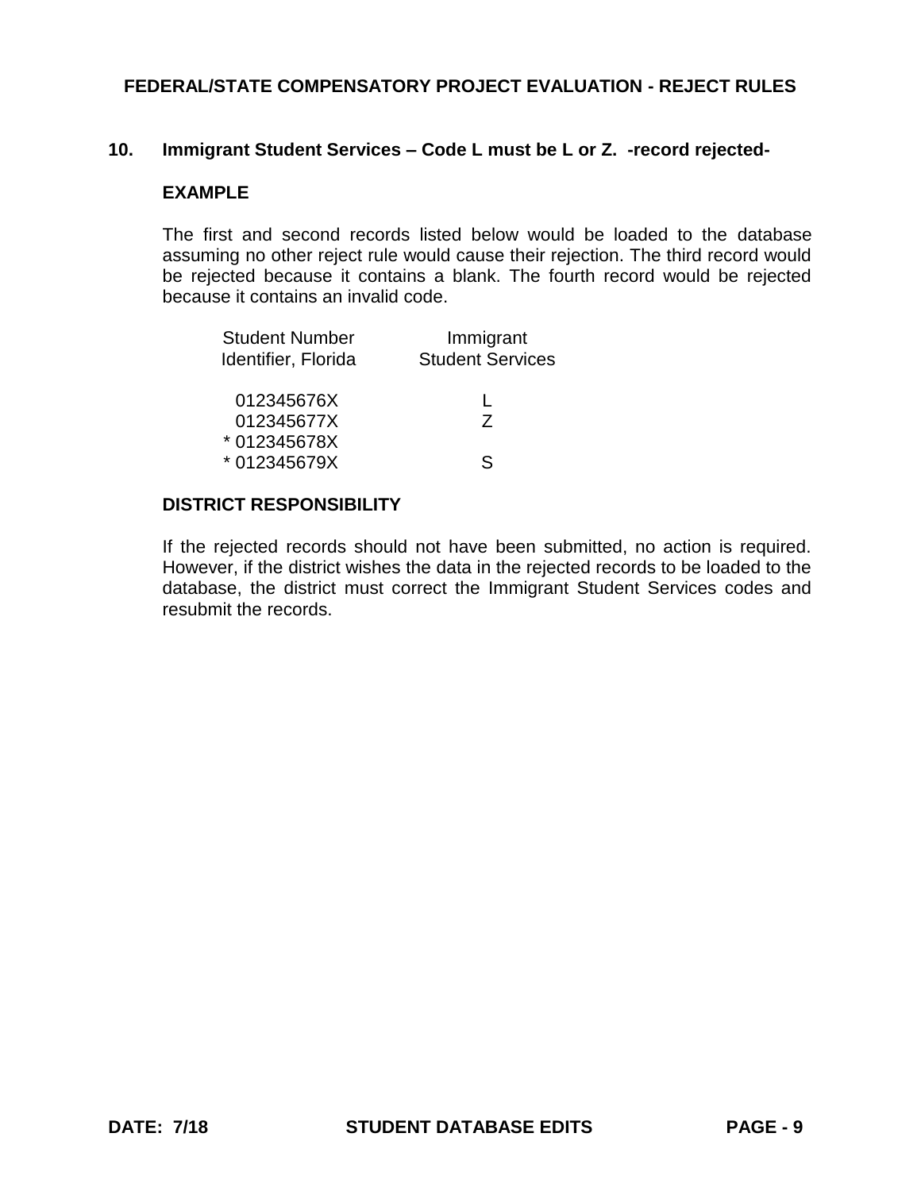## 10. Immigrant Student Services – Code L must be L or Z. -record rejected-

### EXAMPLE

The first and second records listed below would be loaded to the database assuming no other reject rule would cause their rejection. The third record would be rejected because it contains a blank. The fourth record would be rejected because it contains an invalid code.

| Student Number Identifier, Florida | Immigrant Student Services |
| --- | --- |
| 012345676X | L |
| 012345677X | Z |
| * 012345678X | |
| * 012345679X | S |

### DISTRICT RESPONSIBILITY

If the rejected records should not have been submitted, no action is required. However, if the district wishes the data in the rejected records to be loaded to the database, the district must correct the Immigrant Student Services codes and resubmit the records.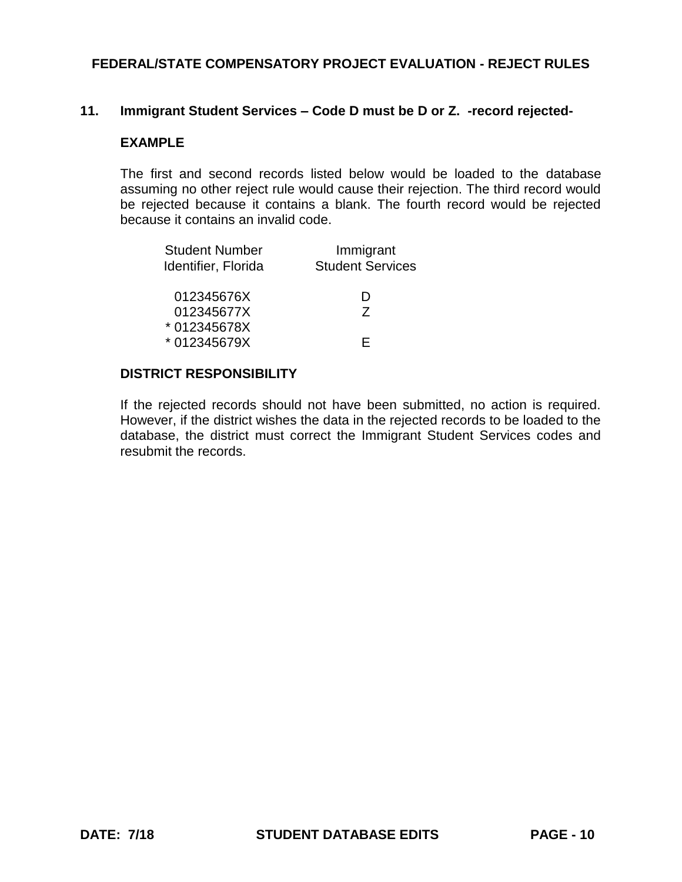## 11. Immigrant Student Services – Code D must be D or Z. -record rejected-

**EXAMPLE**

The first and second records listed below would be loaded to the database assuming no other reject rule would cause their rejection. The third record would be rejected because it contains a blank. The fourth record would be rejected because it contains an invalid code.

| Student Number Identifier, Florida | Immigrant Student Services |
|---|---|
| 012345676X | D |
| 012345677X | Z |
| * 012345678X | |
| * 012345679X | E |

**DISTRICT RESPONSIBILITY**

If the rejected records should not have been submitted, no action is required. However, if the district wishes the data in the rejected records to be loaded to the database, the district must correct the Immigrant Student Services codes and resubmit the records.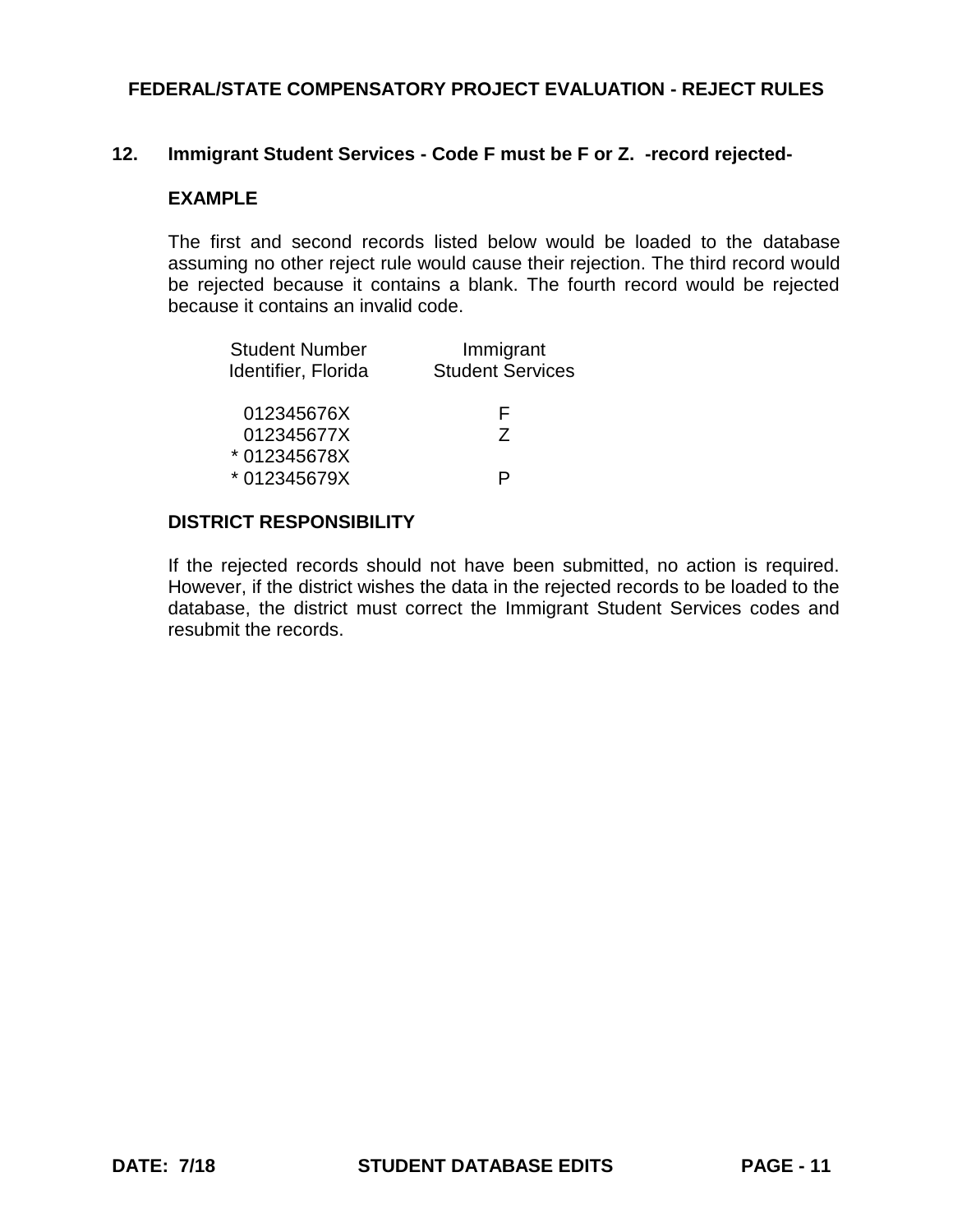## 12. Immigrant Student Services - Code F must be F or Z. -record rejected-

**EXAMPLE**

The first and second records listed below would be loaded to the database assuming no other reject rule would cause their rejection. The third record would be rejected because it contains a blank. The fourth record would be rejected because it contains an invalid code.

| Student Number Identifier, Florida | Immigrant Student Services |
|---|---|
| 012345676X | F |
| 012345677X | Z |
| * 012345678X | |
| * 012345679X | P |

**DISTRICT RESPONSIBILITY**

If the rejected records should not have been submitted, no action is required. However, if the district wishes the data in the rejected records to be loaded to the database, the district must correct the Immigrant Student Services codes and resubmit the records.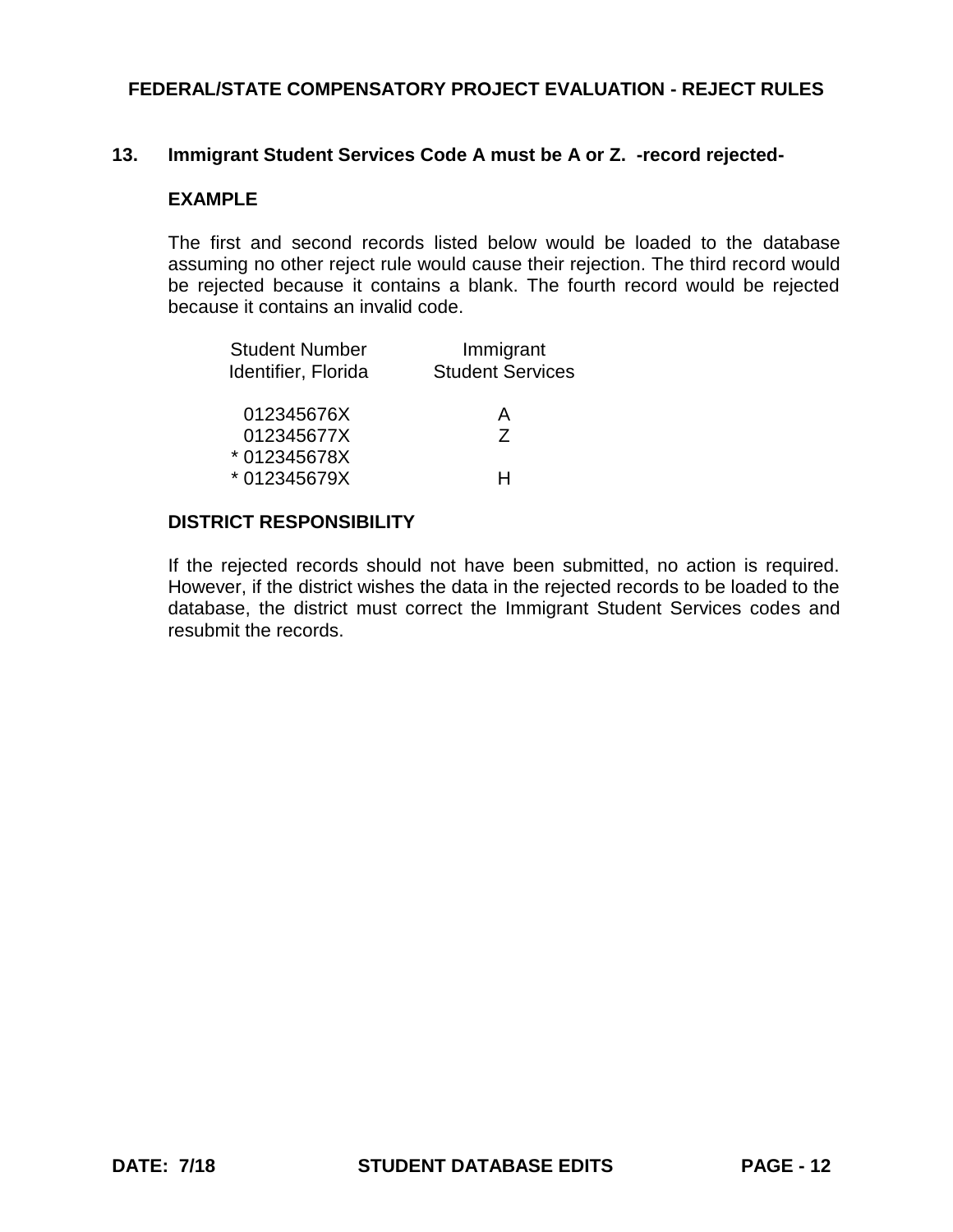## FEDERAL/STATE COMPENSATORY PROJECT EVALUATION - REJECT RULES

### 13. Immigrant Student Services Code A must be A or Z. -record rejected-

**EXAMPLE**

The first and second records listed below would be loaded to the database assuming no other reject rule would cause their rejection. The third record would be rejected because it contains a blank. The fourth record would be rejected because it contains an invalid code.

| Student Number Identifier, Florida | Immigrant Student Services |
|---|---|
| 012345676X | A |
| 012345677X | Z |
| * 012345678X | |
| * 012345679X | H |

**DISTRICT RESPONSIBILITY**

If the rejected records should not have been submitted, no action is required. However, if the district wishes the data in the rejected records to be loaded to the database, the district must correct the Immigrant Student Services codes and resubmit the records.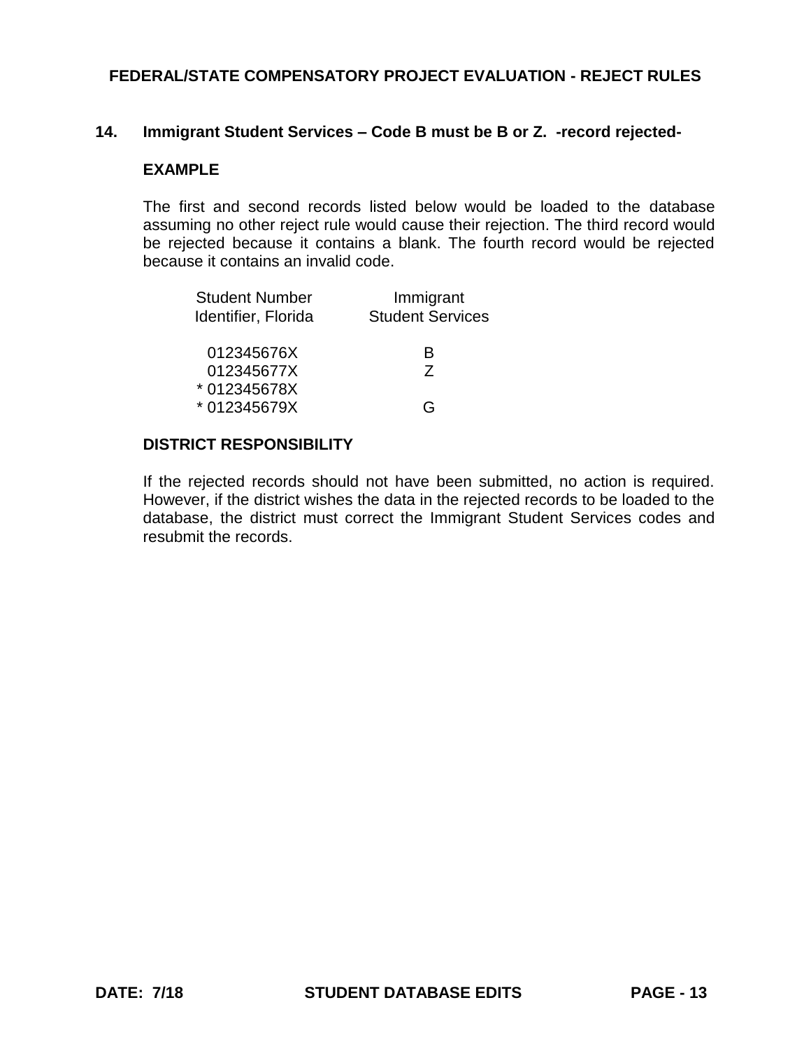## 14. Immigrant Student Services – Code B must be B or Z. -record rejected-

**EXAMPLE**

The first and second records listed below would be loaded to the database assuming no other reject rule would cause their rejection. The third record would be rejected because it contains a blank. The fourth record would be rejected because it contains an invalid code.

| Student Number Identifier, Florida | Immigrant Student Services |
|---|---|
| 012345676X | B |
| 012345677X | Z |
| * 012345678X | |
| * 012345679X | G |

**DISTRICT RESPONSIBILITY**

If the rejected records should not have been submitted, no action is required. However, if the district wishes the data in the rejected records to be loaded to the database, the district must correct the Immigrant Student Services codes and resubmit the records.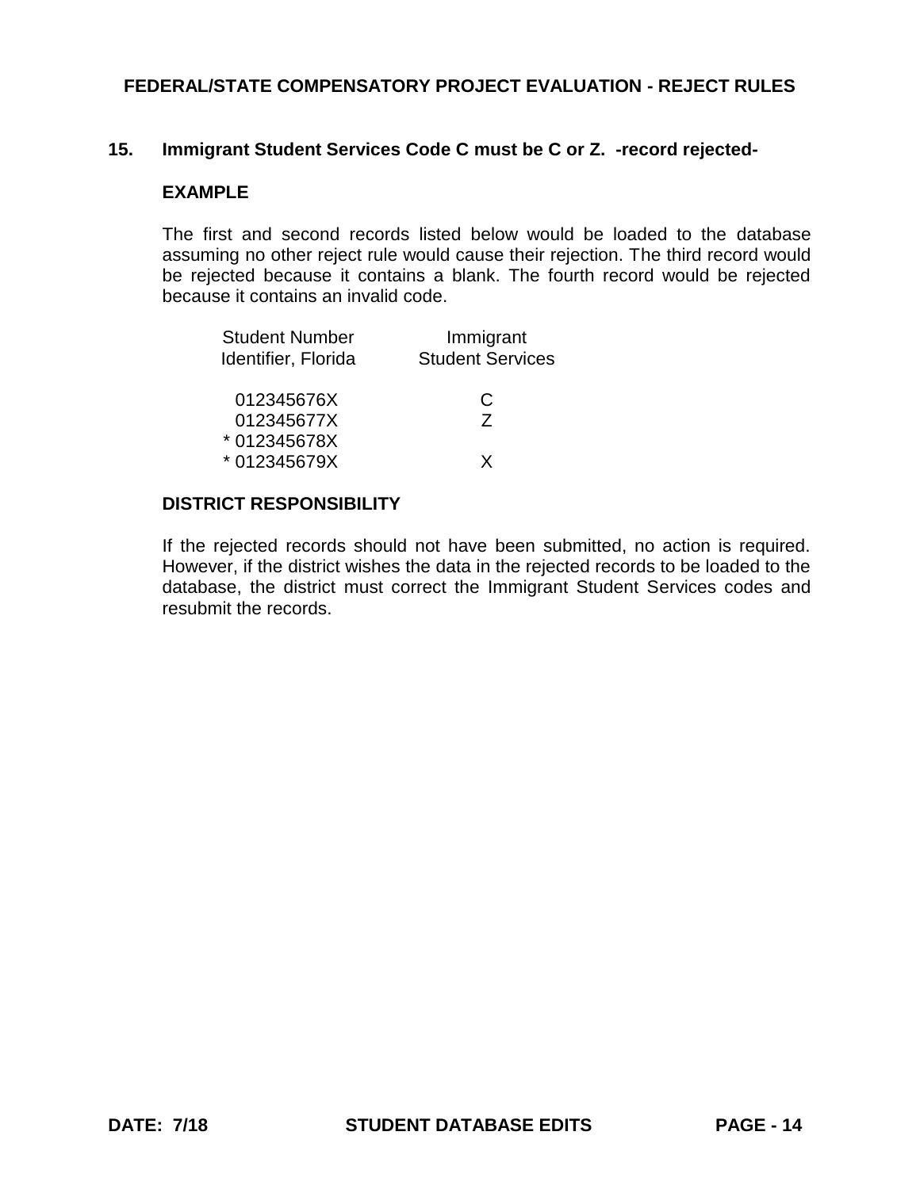## 15. Immigrant Student Services Code C must be C or Z. -record rejected-

### EXAMPLE

The first and second records listed below would be loaded to the database assuming no other reject rule would cause their rejection. The third record would be rejected because it contains a blank. The fourth record would be rejected because it contains an invalid code.

| Student Number Identifier, Florida | Immigrant Student Services |
|---|---|
| 012345676X | C |
| 012345677X | Z |
| * 012345678X | |
| * 012345679X | X |

### DISTRICT RESPONSIBILITY

If the rejected records should not have been submitted, no action is required. However, if the district wishes the data in the rejected records to be loaded to the database, the district must correct the Immigrant Student Services codes and resubmit the records.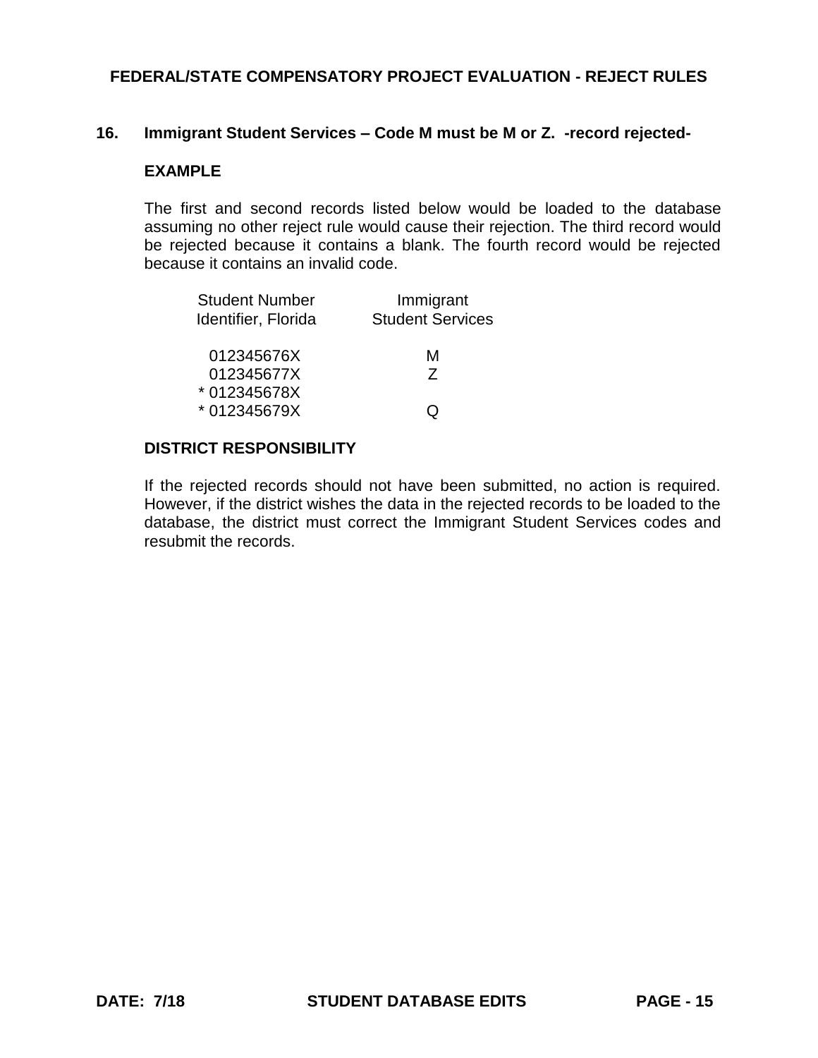**16. Immigrant Student Services – Code M must be M or Z. -record rejected-**

**EXAMPLE**

The first and second records listed below would be loaded to the database assuming no other reject rule would cause their rejection. The third record would be rejected because it contains a blank. The fourth record would be rejected because it contains an invalid code.

| Student Number Identifier, Florida | Immigrant Student Services |
|---|---|
| 012345676X | M |
| 012345677X | Z |
| * 012345678X | |
| * 012345679X | Q |

**DISTRICT RESPONSIBILITY**

If the rejected records should not have been submitted, no action is required. However, if the district wishes the data in the rejected records to be loaded to the database, the district must correct the Immigrant Student Services codes and resubmit the records.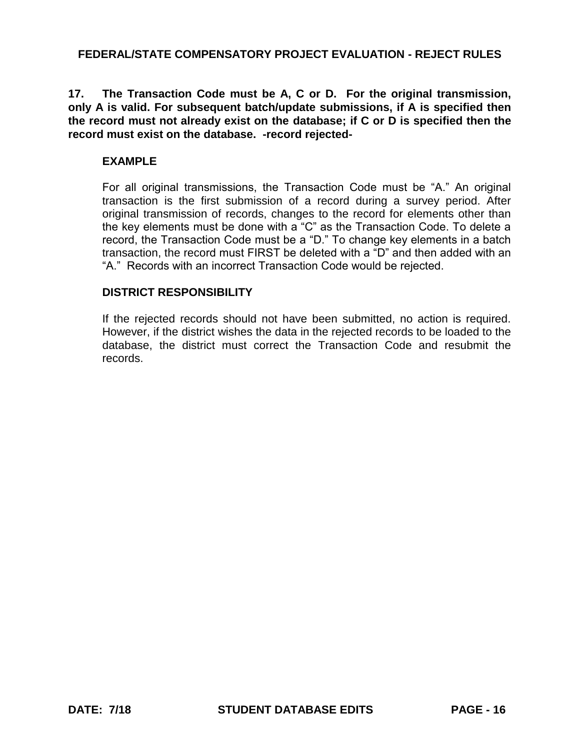**17. The Transaction Code must be A, C or D. For the original transmission, only A is valid. For subsequent batch/update submissions, if A is specified then the record must not already exist on the database; if C or D is specified then the record must exist on the database. -record rejected-**

### EXAMPLE

For all original transmissions, the Transaction Code must be "A." An original transaction is the first submission of a record during a survey period. After original transmission of records, changes to the record for elements other than the key elements must be done with a "C" as the Transaction Code. To delete a record, the Transaction Code must be a "D." To change key elements in a batch transaction, the record must FIRST be deleted with a "D" and then added with an "A." Records with an incorrect Transaction Code would be rejected.

### DISTRICT RESPONSIBILITY

If the rejected records should not have been submitted, no action is required. However, if the district wishes the data in the rejected records to be loaded to the database, the district must correct the Transaction Code and resubmit the records.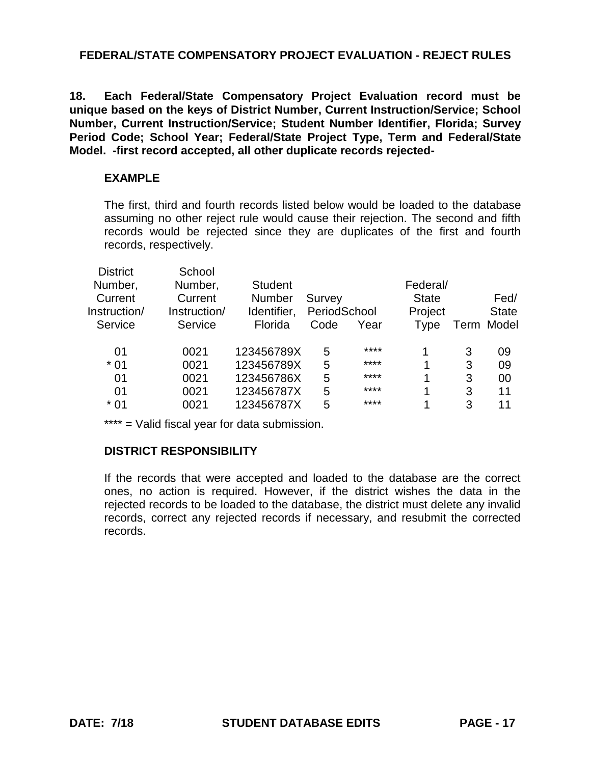## FEDERAL/STATE COMPENSATORY PROJECT EVALUATION - REJECT RULES

**18. Each Federal/State Compensatory Project Evaluation record must be unique based on the keys of District Number, Current Instruction/Service; School Number, Current Instruction/Service; Student Number Identifier, Florida; Survey Period Code; School Year; Federal/State Project Type, Term and Federal/State Model. -first record accepted, all other duplicate records rejected-**

**EXAMPLE**

The first, third and fourth records listed below would be loaded to the database assuming no other reject rule would cause their rejection. The second and fifth records would be rejected since they are duplicates of the first and fourth records, respectively.

| District Number, Current Instruction/ Service | School Number, Current Instruction/ Service | Student Number Identifier, Florida | Survey Period Code | School Year | Federal/ State Project Type | Term | Fed/ State Model |
|---|---|---|---|---|---|---|---|
| 01 | 0021 | 123456789X | 5 | **** | 1 | 3 | 09 |
| * 01 | 0021 | 123456789X | 5 | **** | 1 | 3 | 09 |
| 01 | 0021 | 123456786X | 5 | **** | 1 | 3 | 00 |
| 01 | 0021 | 123456787X | 5 | **** | 1 | 3 | 11 |
| * 01 | 0021 | 123456787X | 5 | **** | 1 | 3 | 11 |

**** = Valid fiscal year for data submission.

**DISTRICT RESPONSIBILITY**

If the records that were accepted and loaded to the database are the correct ones, no action is required. However, if the district wishes the data in the rejected records to be loaded to the database, the district must delete any invalid records, correct any rejected records if necessary, and resubmit the corrected records.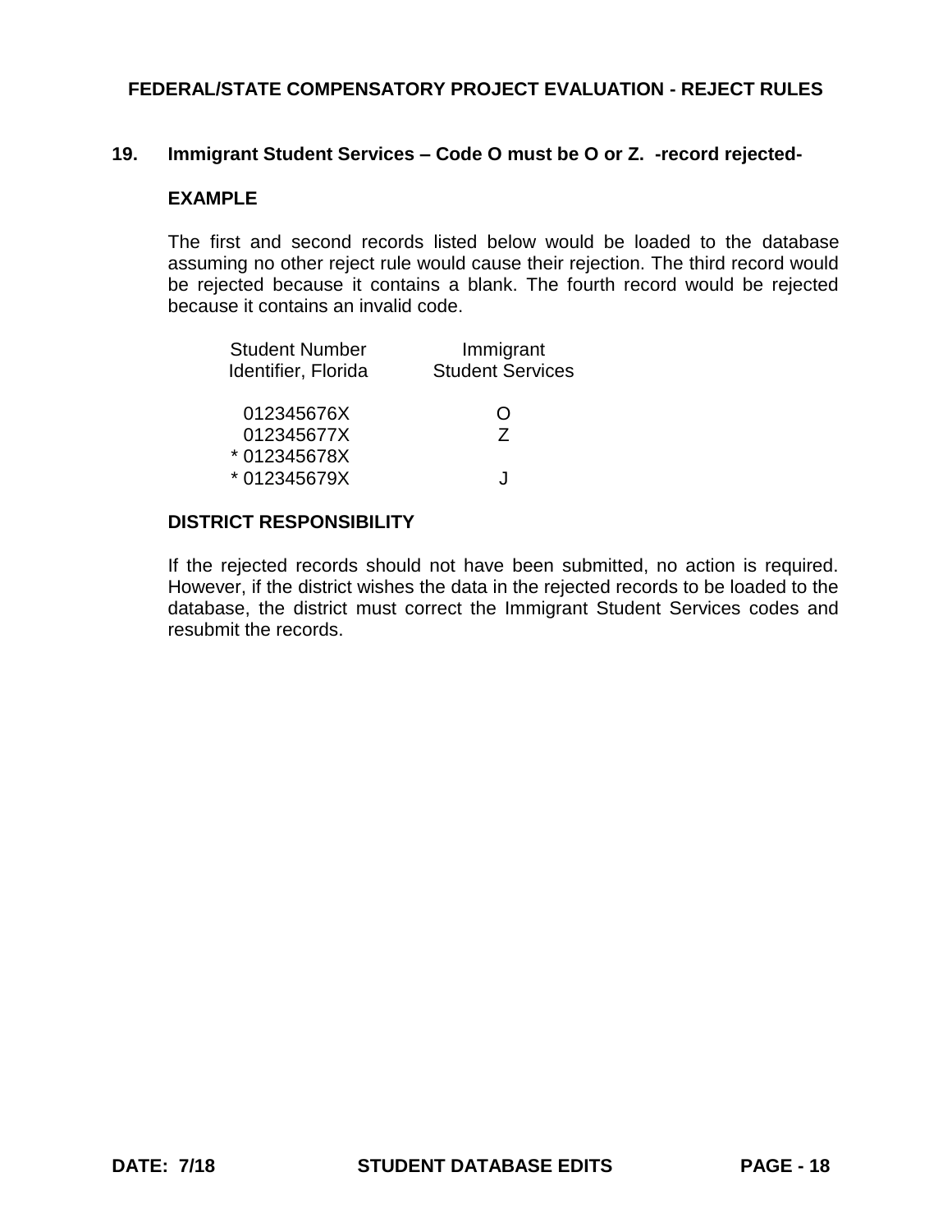## 19. Immigrant Student Services – Code O must be O or Z. -record rejected-

### EXAMPLE

The first and second records listed below would be loaded to the database assuming no other reject rule would cause their rejection. The third record would be rejected because it contains a blank. The fourth record would be rejected because it contains an invalid code.

| Student Number Identifier, Florida | Immigrant Student Services |
|---|---|
| 012345676X | O |
| 012345677X | Z |
| * 012345678X | |
| * 012345679X | J |

### DISTRICT RESPONSIBILITY

If the rejected records should not have been submitted, no action is required. However, if the district wishes the data in the rejected records to be loaded to the database, the district must correct the Immigrant Student Services codes and resubmit the records.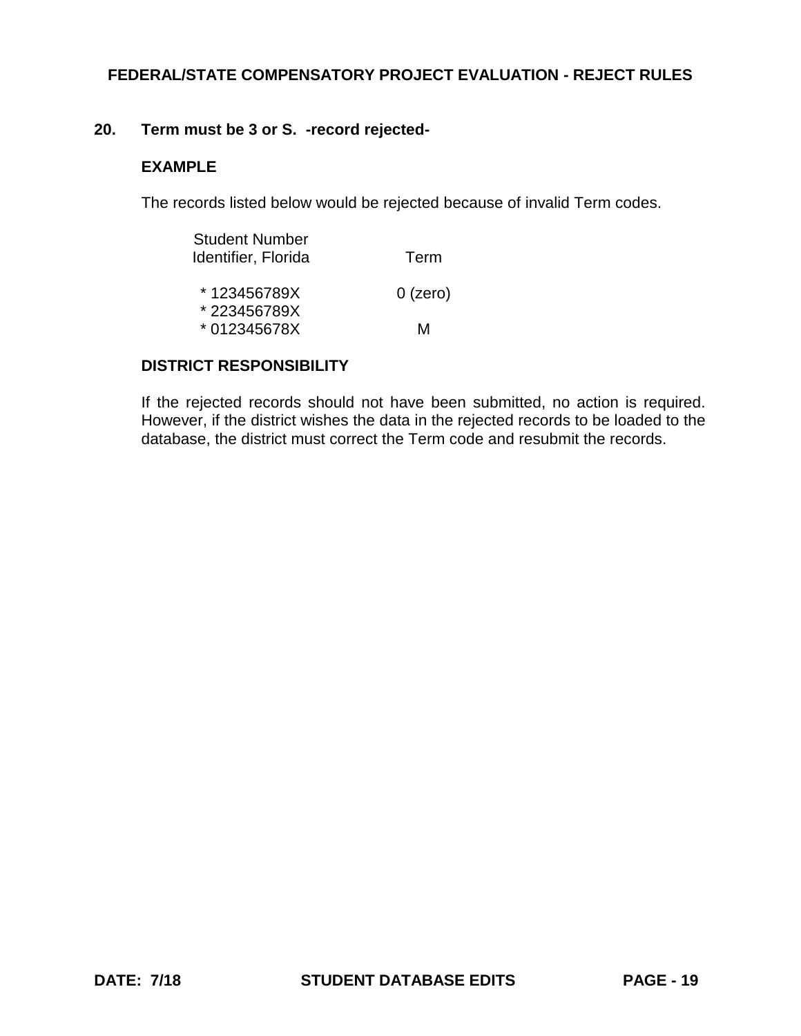# FEDERAL/STATE COMPENSATORY PROJECT EVALUATION - REJECT RULES

## 20. Term must be 3 or S. -record rejected-

### EXAMPLE

The records listed below would be rejected because of invalid Term codes.

| Student Number Identifier, Florida | Term |
|---|---|
| * 123456789X | 0 (zero) |
| * 223456789X | |
| * 012345678X | M |

### DISTRICT RESPONSIBILITY

If the rejected records should not have been submitted, no action is required. However, if the district wishes the data in the rejected records to be loaded to the database, the district must correct the Term code and resubmit the records.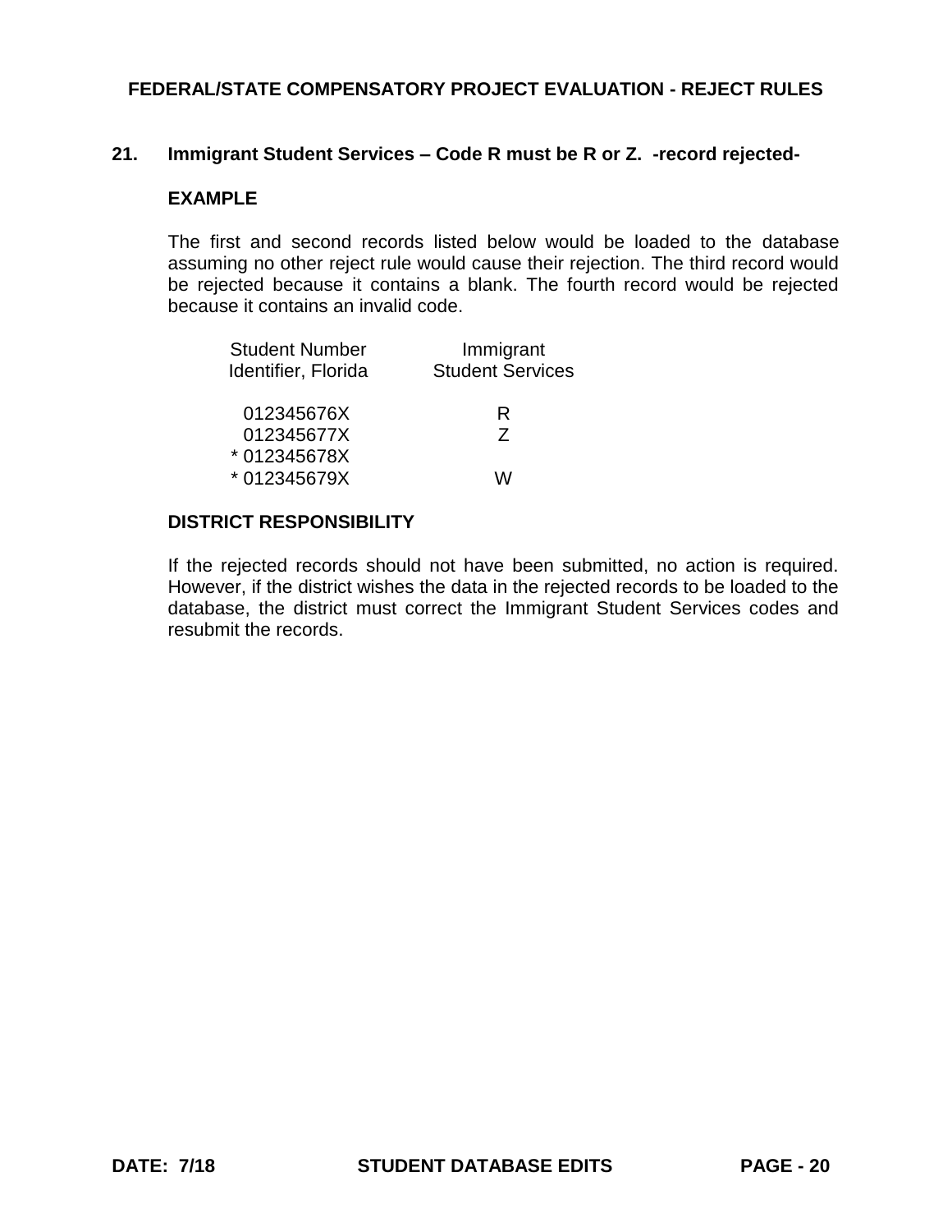**21. Immigrant Student Services – Code R must be R or Z. -record rejected-**

**EXAMPLE**

The first and second records listed below would be loaded to the database assuming no other reject rule would cause their rejection. The third record would be rejected because it contains a blank. The fourth record would be rejected because it contains an invalid code.

| Student Number Identifier, Florida | Immigrant Student Services |
|---|---|
| 012345676X | R |
| 012345677X | Z |
| * 012345678X | |
| * 012345679X | W |

**DISTRICT RESPONSIBILITY**

If the rejected records should not have been submitted, no action is required. However, if the district wishes the data in the rejected records to be loaded to the database, the district must correct the Immigrant Student Services codes and resubmit the records.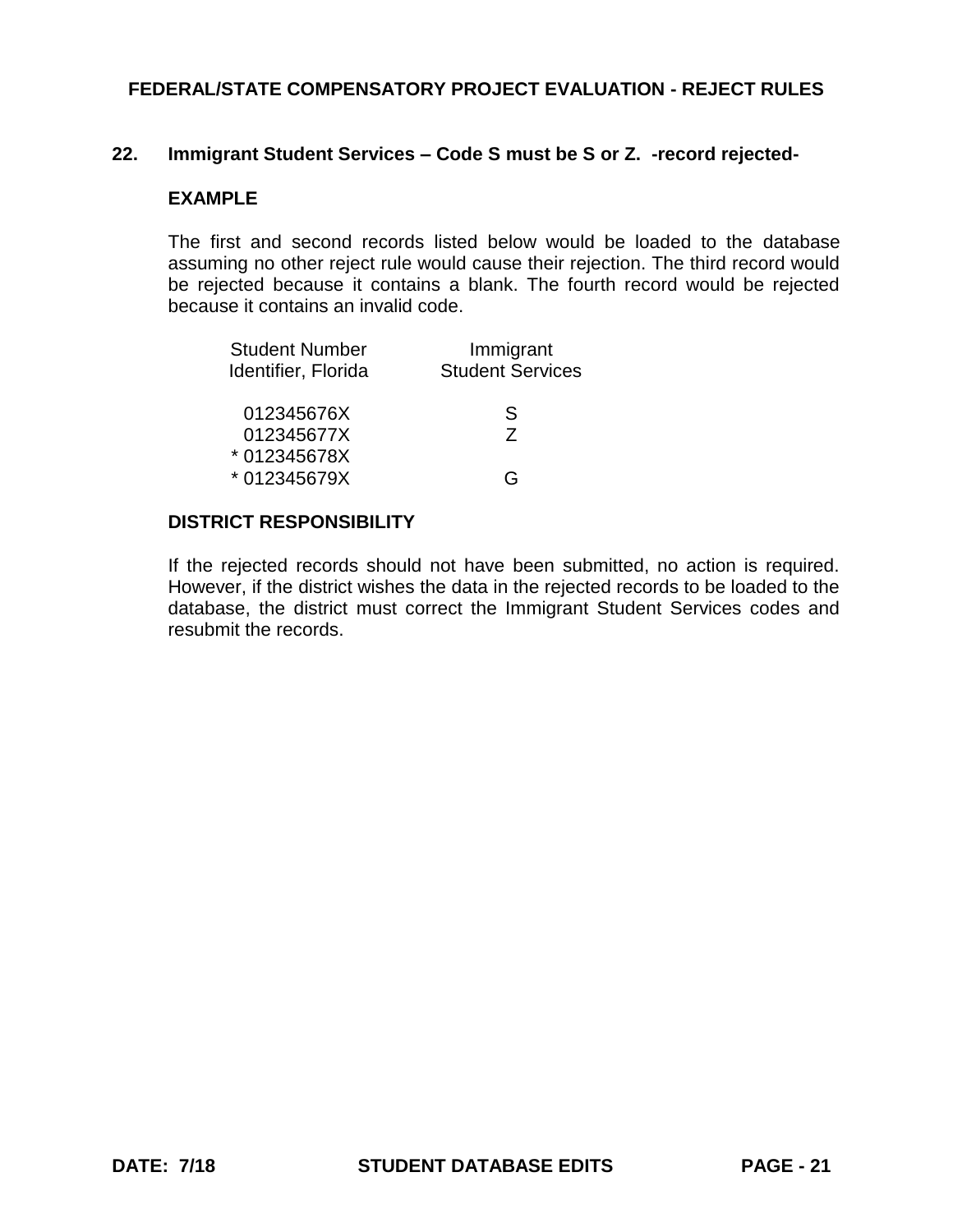# FEDERAL/STATE COMPENSATORY PROJECT EVALUATION - REJECT RULES

## 22. Immigrant Student Services – Code S must be S or Z. -record rejected-

### EXAMPLE

The first and second records listed below would be loaded to the database assuming no other reject rule would cause their rejection. The third record would be rejected because it contains a blank. The fourth record would be rejected because it contains an invalid code.

| Student Number Identifier, Florida | Immigrant Student Services |
|---|---|
| 012345676X | S |
| 012345677X | Z |
| * 012345678X | |
| * 012345679X | G |

### DISTRICT RESPONSIBILITY

If the rejected records should not have been submitted, no action is required. However, if the district wishes the data in the rejected records to be loaded to the database, the district must correct the Immigrant Student Services codes and resubmit the records.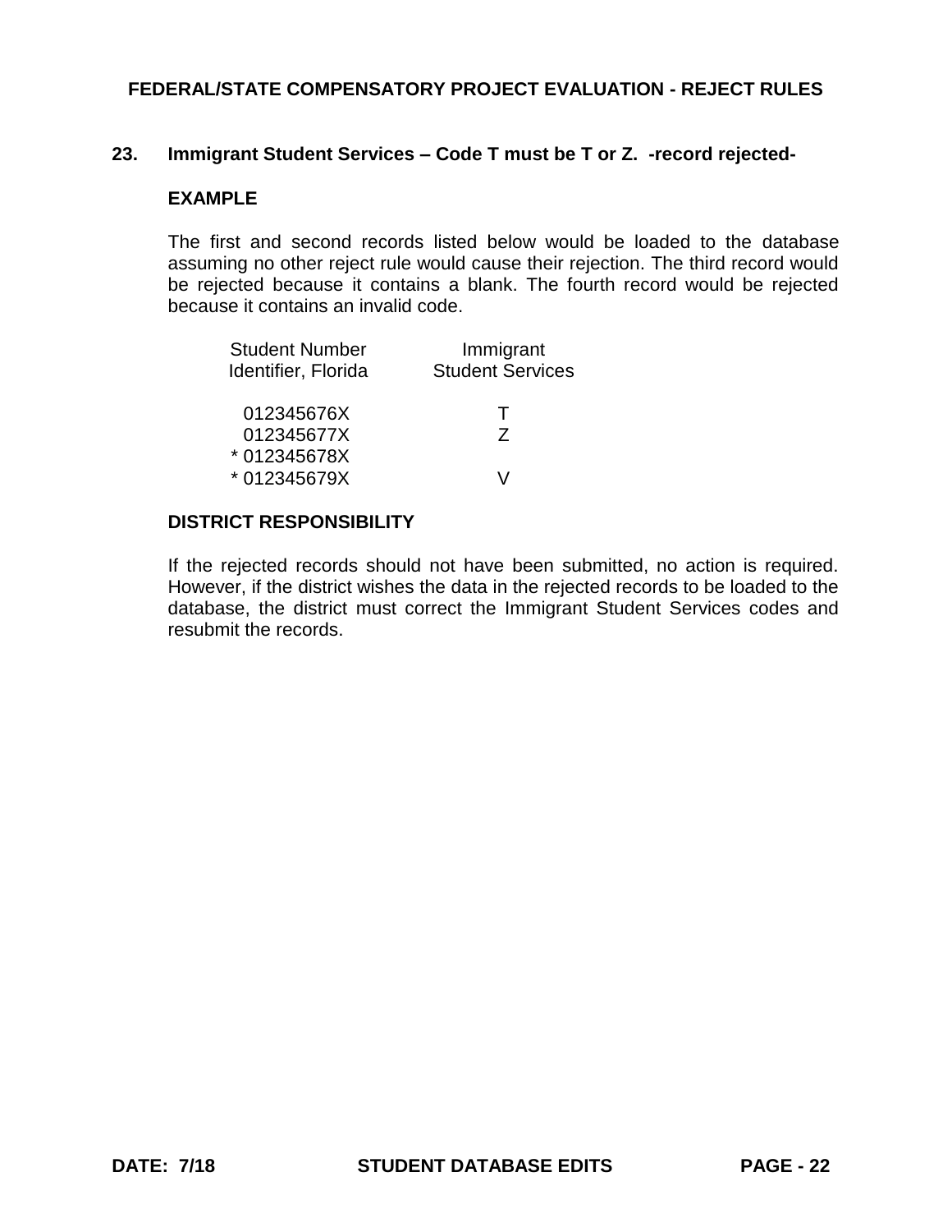**23. Immigrant Student Services – Code T must be T or Z. -record rejected-**

**EXAMPLE**

The first and second records listed below would be loaded to the database assuming no other reject rule would cause their rejection. The third record would be rejected because it contains a blank. The fourth record would be rejected because it contains an invalid code.

| Student Number Identifier, Florida | Immigrant Student Services |
|---|---|
| 012345676X | T |
| 012345677X | Z |
| * 012345678X | |
| * 012345679X | V |

**DISTRICT RESPONSIBILITY**

If the rejected records should not have been submitted, no action is required. However, if the district wishes the data in the rejected records to be loaded to the database, the district must correct the Immigrant Student Services codes and resubmit the records.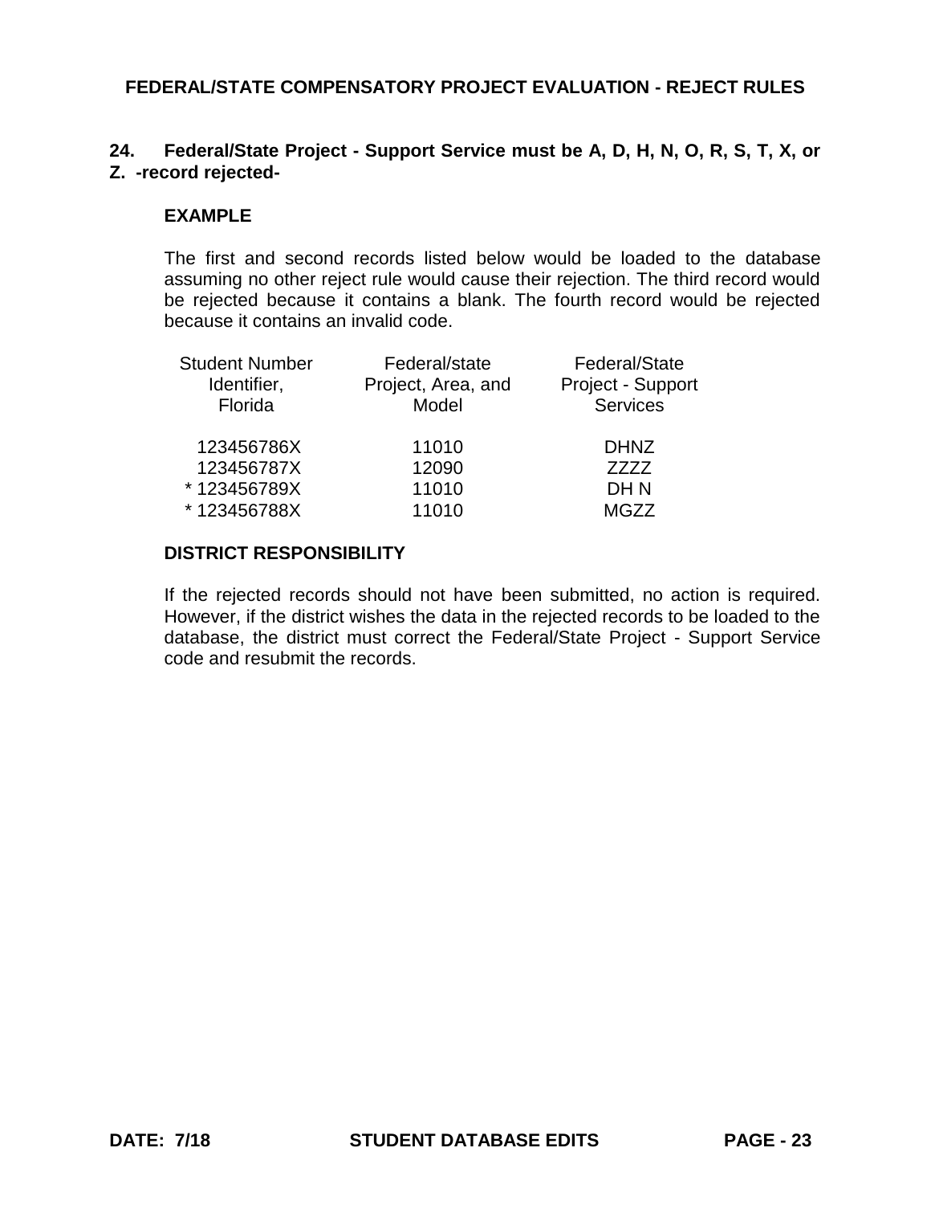## FEDERAL/STATE COMPENSATORY PROJECT EVALUATION - REJECT RULES

**24. Federal/State Project - Support Service must be A, D, H, N, O, R, S, T, X, or Z. -record rejected-**

**EXAMPLE**

The first and second records listed below would be loaded to the database assuming no other reject rule would cause their rejection. The third record would be rejected because it contains a blank. The fourth record would be rejected because it contains an invalid code.

| Student Number Identifier, Florida | Federal/state Project, Area, and Model | Federal/State Project - Support Services |
|---|---|---|
| 123456786X | 11010 | DHNZ |
| 123456787X | 12090 | ZZZZ |
| * 123456789X | 11010 | DH N |
| * 123456788X | 11010 | MGZZ |

**DISTRICT RESPONSIBILITY**

If the rejected records should not have been submitted, no action is required. However, if the district wishes the data in the rejected records to be loaded to the database, the district must correct the Federal/State Project - Support Service code and resubmit the records.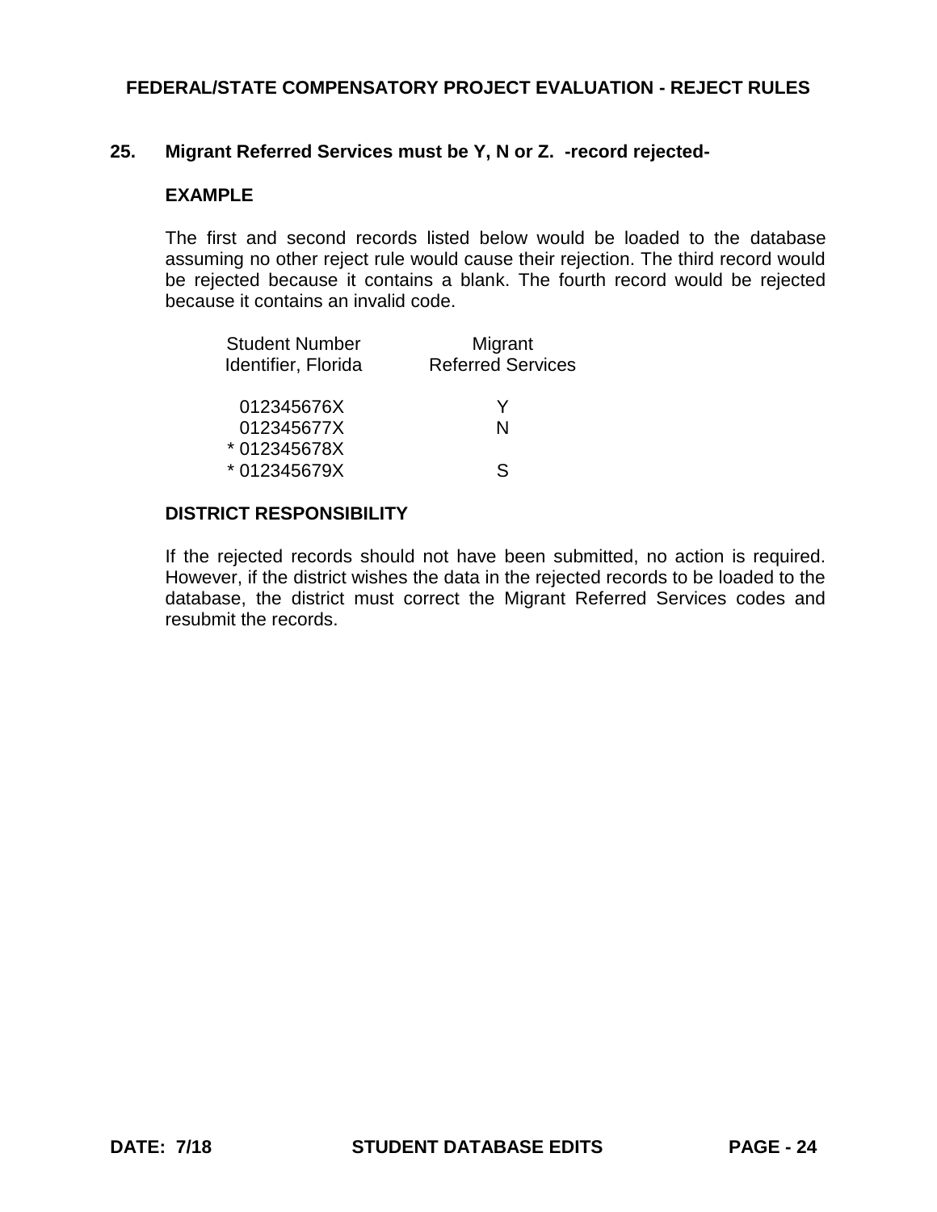## 25. Migrant Referred Services must be Y, N or Z. -record rejected-

**EXAMPLE**

The first and second records listed below would be loaded to the database assuming no other reject rule would cause their rejection. The third record would be rejected because it contains a blank. The fourth record would be rejected because it contains an invalid code.

| Student Number Identifier, Florida | Migrant Referred Services |
|---|---|
| 012345676X | Y |
| 012345677X | N |
| * 012345678X | |
| * 012345679X | S |

**DISTRICT RESPONSIBILITY**

If the rejected records should not have been submitted, no action is required. However, if the district wishes the data in the rejected records to be loaded to the database, the district must correct the Migrant Referred Services codes and resubmit the records.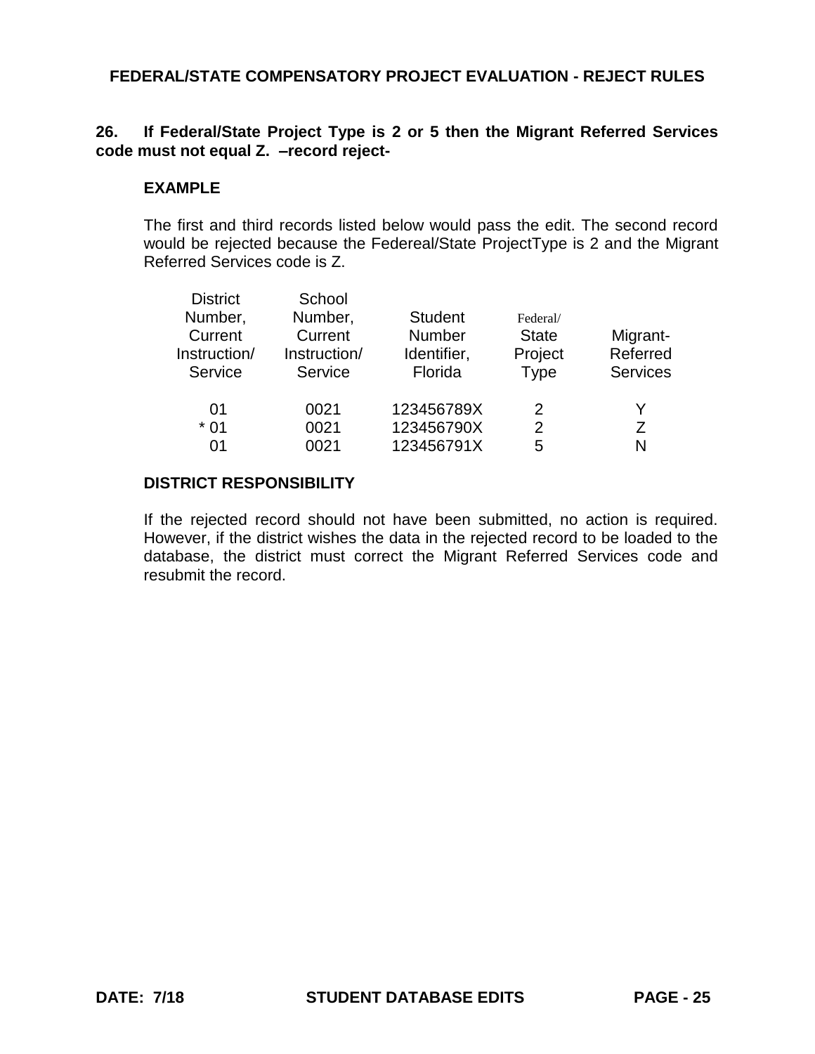## FEDERAL/STATE COMPENSATORY PROJECT EVALUATION - REJECT RULES

**26. If Federal/State Project Type is 2 or 5 then the Migrant Referred Services code must not equal Z. –record reject-**

**EXAMPLE**

The first and third records listed below would pass the edit. The second record would be rejected because the Federeal/State ProjectType is 2 and the Migrant Referred Services code is Z.

| District Number, Current Instruction/ Service | School Number, Current Instruction/ Service | Student Number Identifier, Florida | Federal/ State Project Type | Migrant-Referred Services |
|---|---|---|---|---|
| 01 | 0021 | 123456789X | 2 | Y |
| * 01 | 0021 | 123456790X | 2 | Z |
| 01 | 0021 | 123456791X | 5 | N |

**DISTRICT RESPONSIBILITY**

If the rejected record should not have been submitted, no action is required. However, if the district wishes the data in the rejected record to be loaded to the database, the district must correct the Migrant Referred Services code and resubmit the record.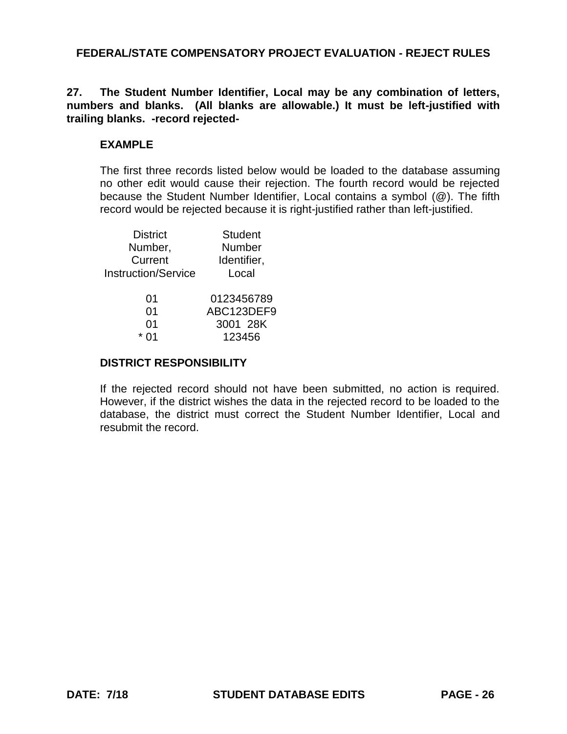FEDERAL/STATE COMPENSATORY PROJECT EVALUATION - REJECT RULES

**27. The Student Number Identifier, Local may be any combination of letters, numbers and blanks. (All blanks are allowable.) It must be left-justified with trailing blanks. -record rejected-**

**EXAMPLE**

The first three records listed below would be loaded to the database assuming no other edit would cause their rejection. The fourth record would be rejected because the Student Number Identifier, Local contains a symbol (@). The fifth record would be rejected because it is right-justified rather than left-justified.

| District Number, Current Instruction/Service | Student Number Identifier, Local |
|---|---|
| 01 | 0123456789 |
| 01 | ABC123DEF9 |
| 01 | 3001  28K |
| * 01 | 123456 |

**DISTRICT RESPONSIBILITY**

If the rejected record should not have been submitted, no action is required. However, if the district wishes the data in the rejected record to be loaded to the database, the district must correct the Student Number Identifier, Local and resubmit the record.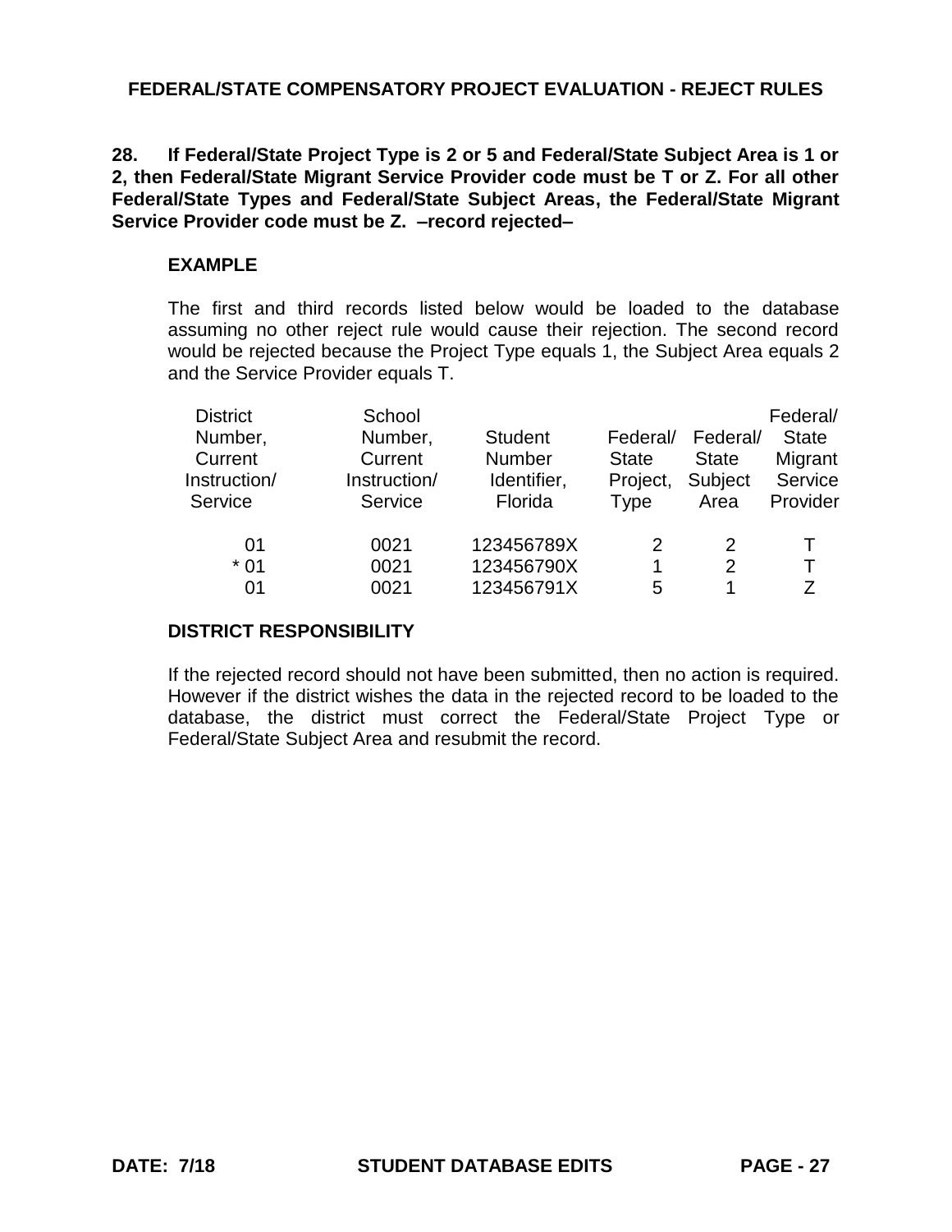## FEDERAL/STATE COMPENSATORY PROJECT EVALUATION - REJECT RULES

**28. If Federal/State Project Type is 2 or 5 and Federal/State Subject Area is 1 or 2, then Federal/State Migrant Service Provider code must be T or Z. For all other Federal/State Types and Federal/State Subject Areas, the Federal/State Migrant Service Provider code must be Z. –record rejected–**

### EXAMPLE

The first and third records listed below would be loaded to the database assuming no other reject rule would cause their rejection. The second record would be rejected because the Project Type equals 1, the Subject Area equals 2 and the Service Provider equals T.

| District Number, Current Instruction/ Service | School Number, Current Instruction/ Service | Student Number Identifier, Florida | Federal/ State Project, Type | Federal/ State Subject Area | Federal/ State Migrant Service Provider |
|---|---|---|---|---|---|
| 01 | 0021 | 123456789X | 2 | 2 | T |
| * 01 | 0021 | 123456790X | 1 | 2 | T |
| 01 | 0021 | 123456791X | 5 | 1 | Z |

### DISTRICT RESPONSIBILITY

If the rejected record should not have been submitted, then no action is required. However if the district wishes the data in the rejected record to be loaded to the database, the district must correct the Federal/State Project Type or Federal/State Subject Area and resubmit the record.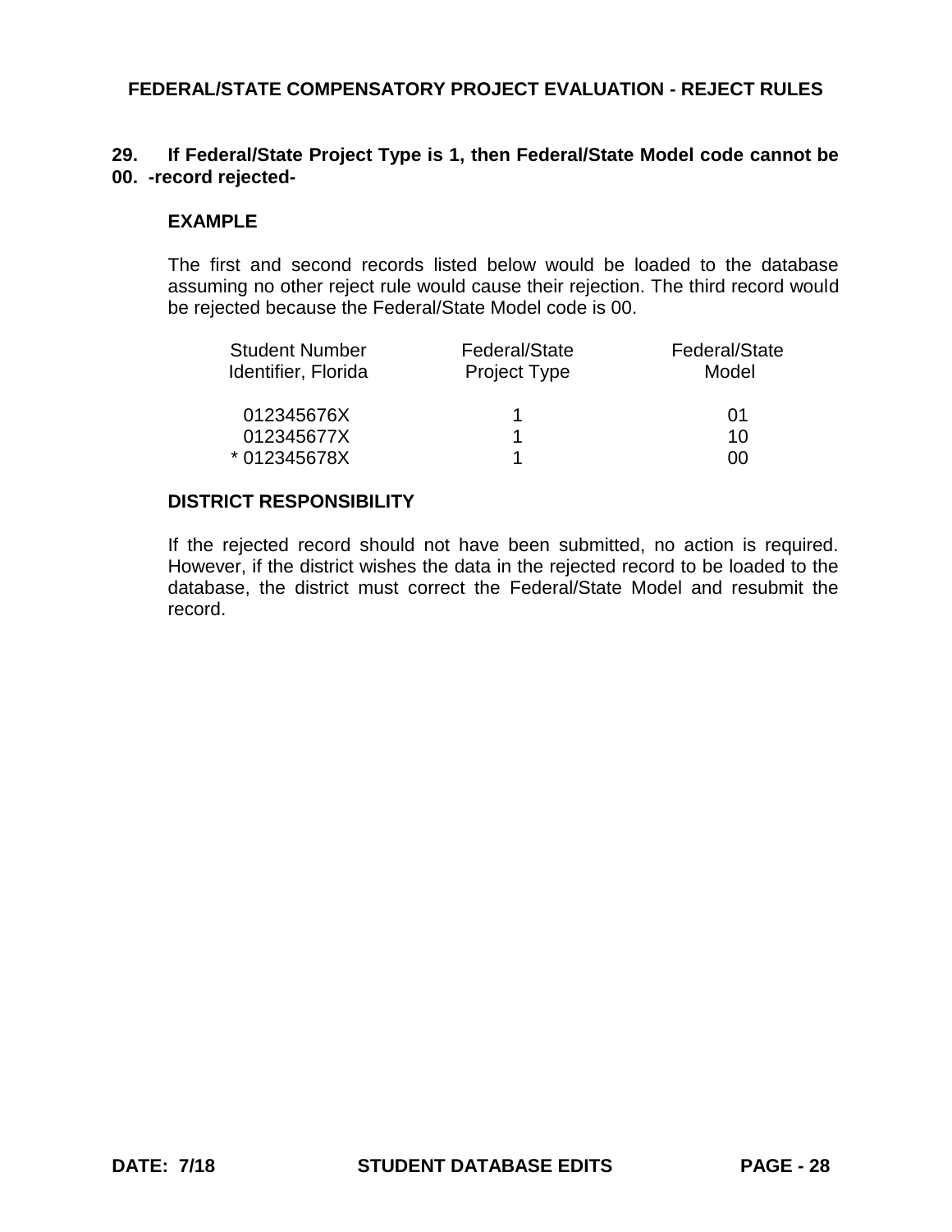**29. If Federal/State Project Type is 1, then Federal/State Model code cannot be 00. -record rejected-**

**EXAMPLE**

The first and second records listed below would be loaded to the database assuming no other reject rule would cause their rejection. The third record would be rejected because the Federal/State Model code is 00.

| Student Number Identifier, Florida | Federal/State Project Type | Federal/State Model |
|---|---|---|
| 012345676X | 1 | 01 |
| 012345677X | 1 | 10 |
| * 012345678X | 1 | 00 |

**DISTRICT RESPONSIBILITY**

If the rejected record should not have been submitted, no action is required. However, if the district wishes the data in the rejected record to be loaded to the database, the district must correct the Federal/State Model and resubmit the record.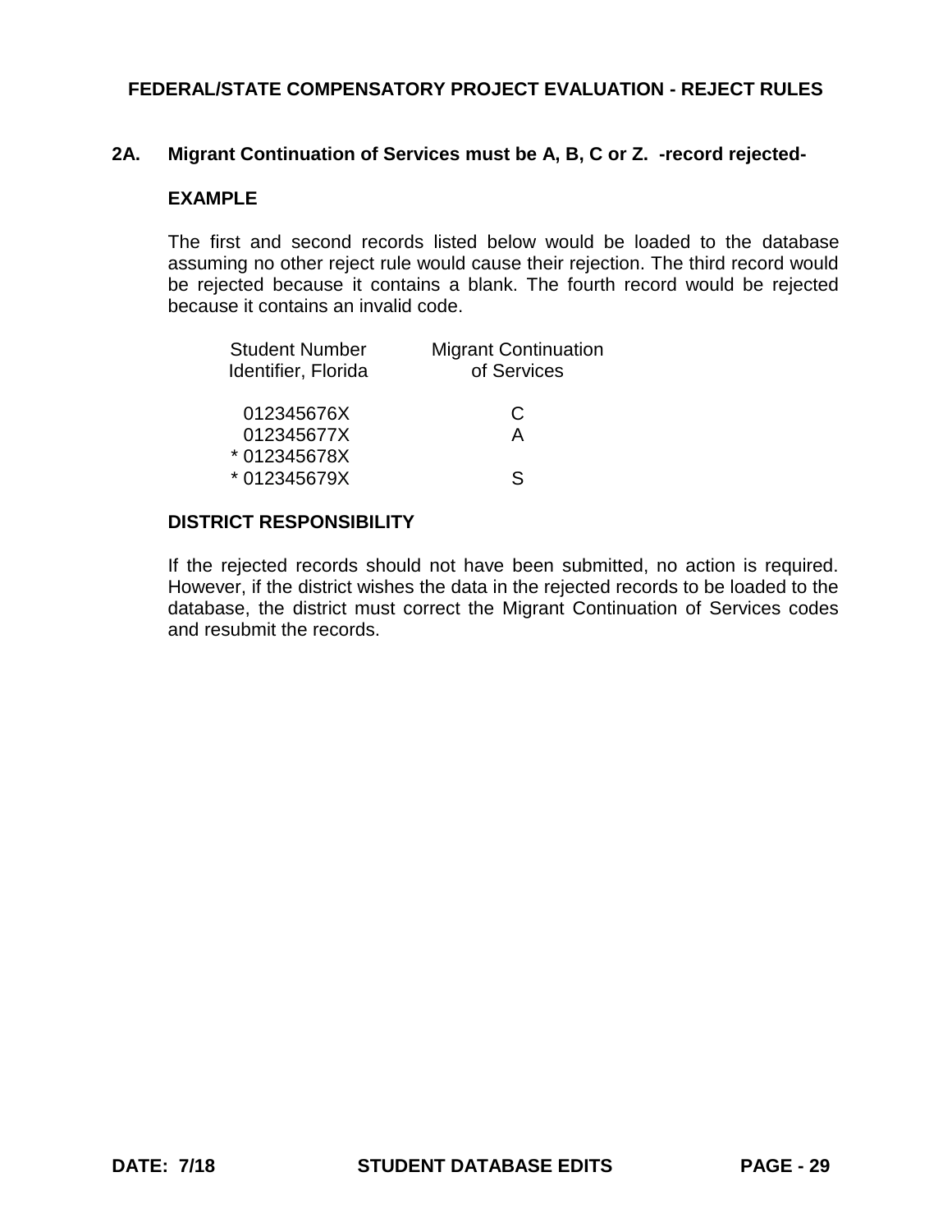# FEDERAL/STATE COMPENSATORY PROJECT EVALUATION - REJECT RULES

## 2A. Migrant Continuation of Services must be A, B, C or Z. -record rejected-

### EXAMPLE

The first and second records listed below would be loaded to the database assuming no other reject rule would cause their rejection. The third record would be rejected because it contains a blank. The fourth record would be rejected because it contains an invalid code.

| Student Number Identifier, Florida | Migrant Continuation of Services |
|---|---|
| 012345676X | C |
| 012345677X | A |
| * 012345678X | |
| * 012345679X | S |

### DISTRICT RESPONSIBILITY

If the rejected records should not have been submitted, no action is required. However, if the district wishes the data in the rejected records to be loaded to the database, the district must correct the Migrant Continuation of Services codes and resubmit the records.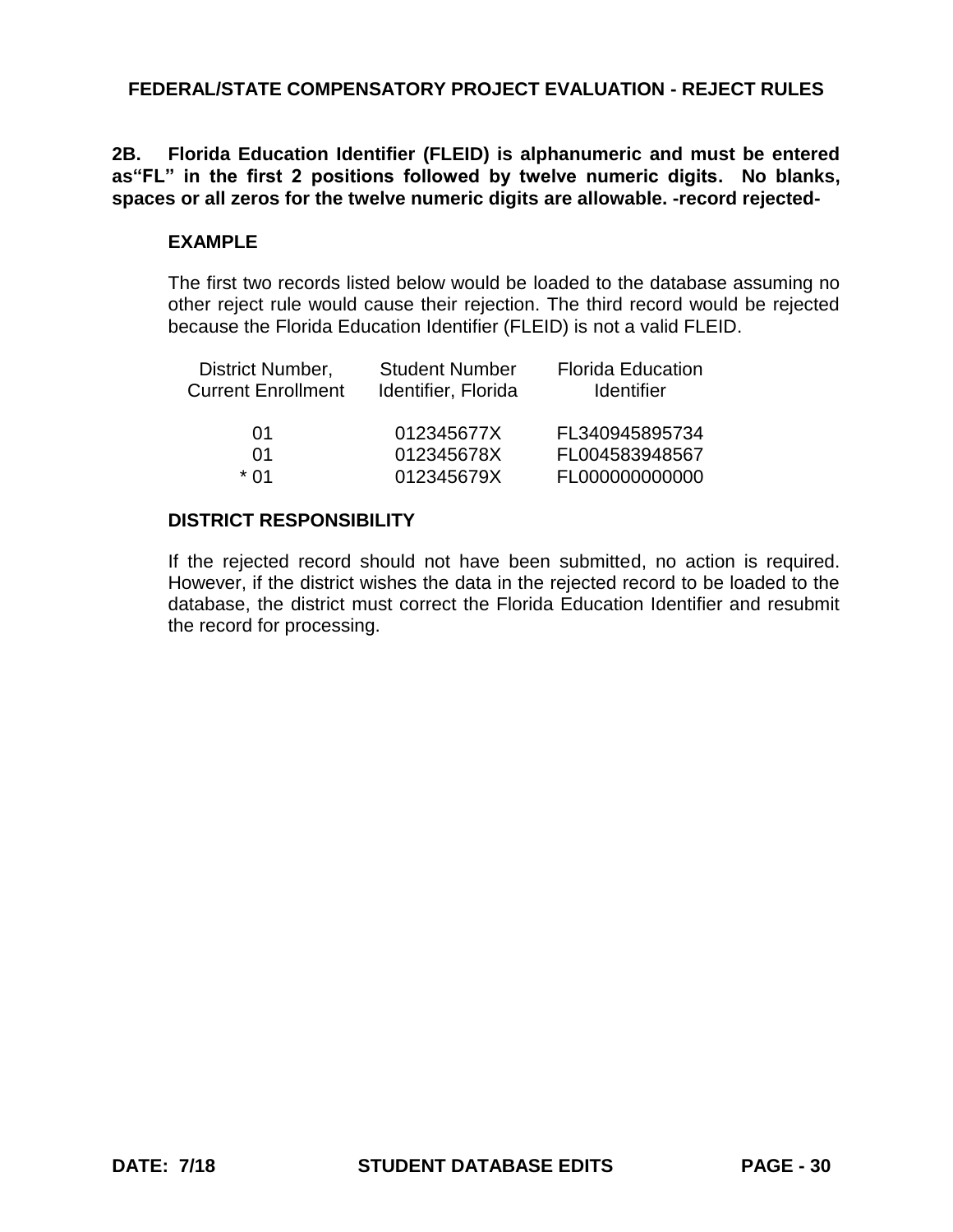## FEDERAL/STATE COMPENSATORY PROJECT EVALUATION - REJECT RULES

**2B. Florida Education Identifier (FLEID) is alphanumeric and must be entered as"FL" in the first 2 positions followed by twelve numeric digits. No blanks, spaces or all zeros for the twelve numeric digits are allowable. -record rejected-**

### EXAMPLE

The first two records listed below would be loaded to the database assuming no other reject rule would cause their rejection. The third record would be rejected because the Florida Education Identifier (FLEID) is not a valid FLEID.

| District Number, Current Enrollment | Student Number Identifier, Florida | Florida Education Identifier |
|---|---|---|
| 01 | 012345677X | FL340945895734 |
| 01 | 012345678X | FL004583948567 |
| * 01 | 012345679X | FL000000000000 |

### DISTRICT RESPONSIBILITY

If the rejected record should not have been submitted, no action is required. However, if the district wishes the data in the rejected record to be loaded to the database, the district must correct the Florida Education Identifier and resubmit the record for processing.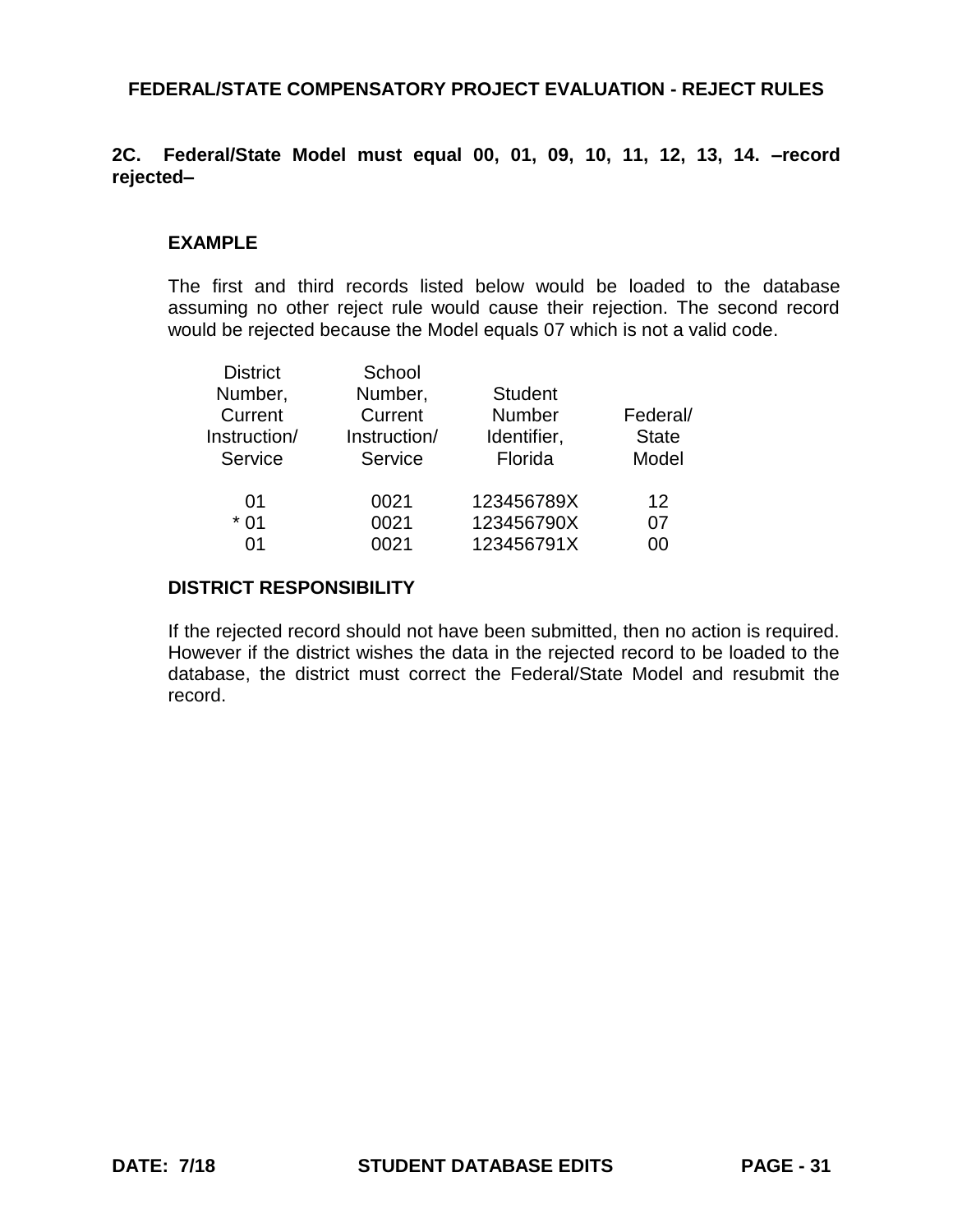## FEDERAL/STATE COMPENSATORY PROJECT EVALUATION - REJECT RULES

**2C. Federal/State Model must equal 00, 01, 09, 10, 11, 12, 13, 14. –record rejected–**

### EXAMPLE

The first and third records listed below would be loaded to the database assuming no other reject rule would cause their rejection. The second record would be rejected because the Model equals 07 which is not a valid code.

| District Number, Current Instruction/ Service | School Number, Current Instruction/ Service | Student Number Identifier, Florida | Federal/ State Model |
|---|---|---|---|
| 01 | 0021 | 123456789X | 12 |
| * 01 | 0021 | 123456790X | 07 |
| 01 | 0021 | 123456791X | 00 |

### DISTRICT RESPONSIBILITY

If the rejected record should not have been submitted, then no action is required. However if the district wishes the data in the rejected record to be loaded to the database, the district must correct the Federal/State Model and resubmit the record.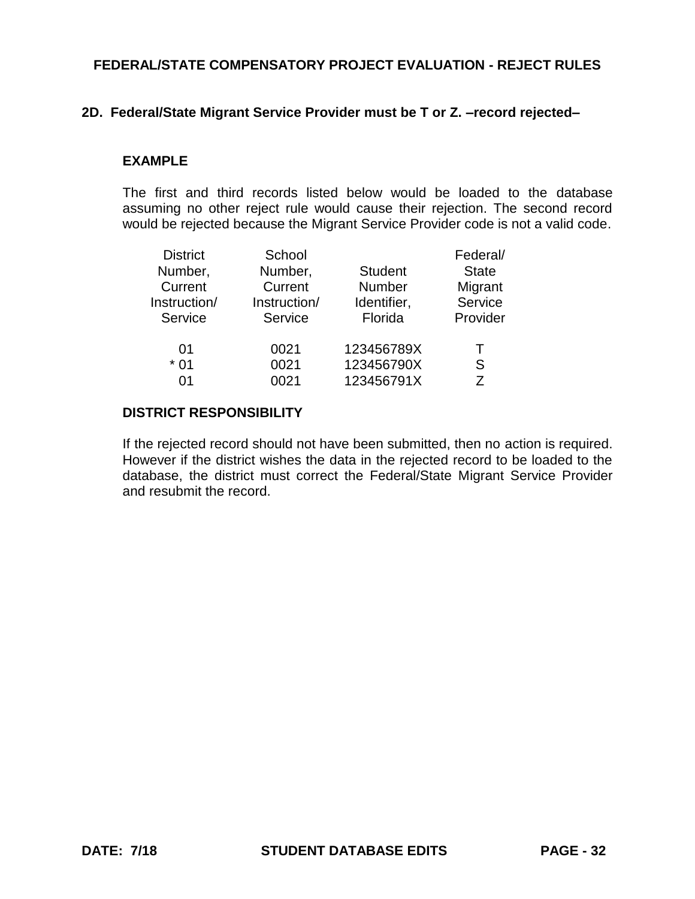## 2D. Federal/State Migrant Service Provider must be T or Z. –record rejected–

### EXAMPLE

The first and third records listed below would be loaded to the database assuming no other reject rule would cause their rejection. The second record would be rejected because the Migrant Service Provider code is not a valid code.

| District Number, Current Instruction/ Service | School Number, Current Instruction/ Service | Student Number Identifier, Florida | Federal/ State Migrant Service Provider |
|---|---|---|---|
| 01 | 0021 | 123456789X | T |
| * 01 | 0021 | 123456790X | S |
| 01 | 0021 | 123456791X | Z |

### DISTRICT RESPONSIBILITY

If the rejected record should not have been submitted, then no action is required. However if the district wishes the data in the rejected record to be loaded to the database, the district must correct the Federal/State Migrant Service Provider and resubmit the record.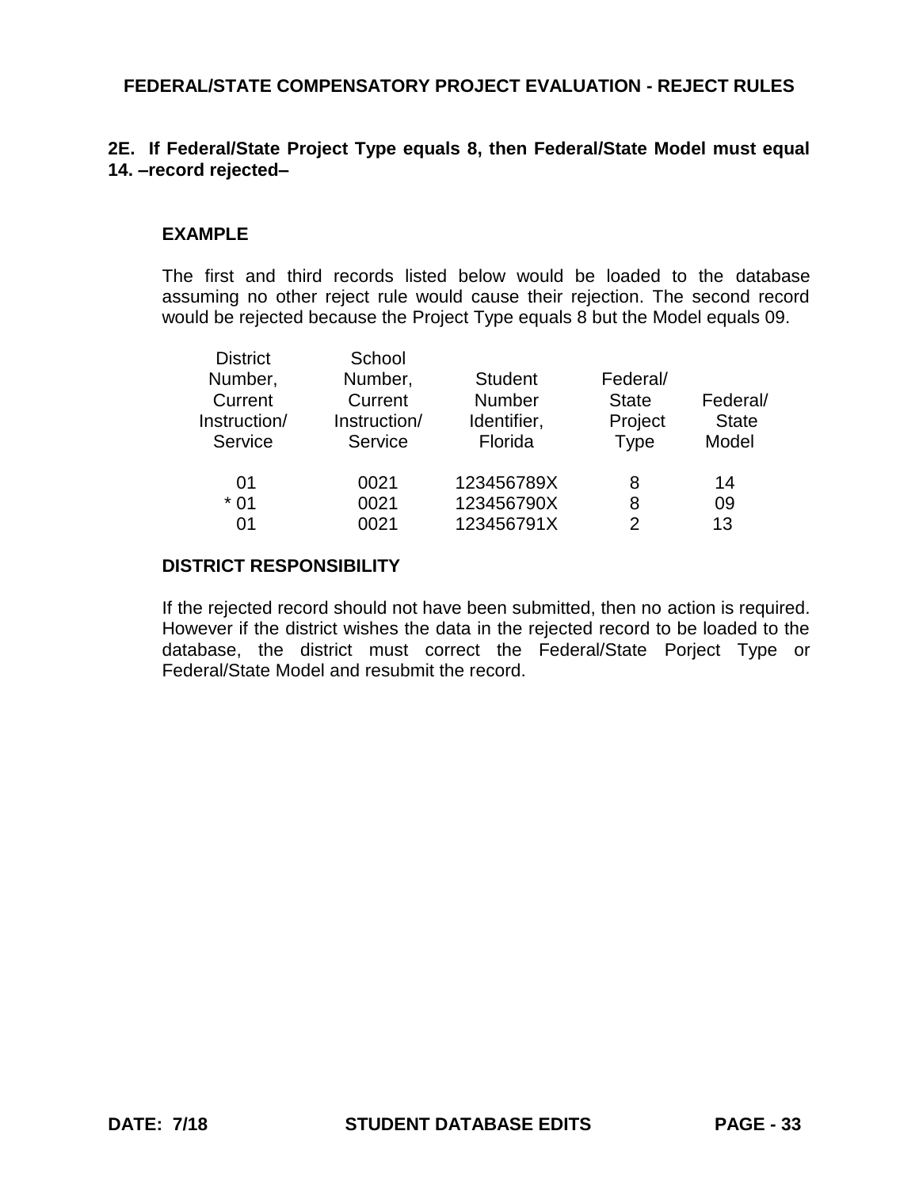## 2E. If Federal/State Project Type equals 8, then Federal/State Model must equal 14. –record rejected–

**EXAMPLE**

The first and third records listed below would be loaded to the database assuming no other reject rule would cause their rejection. The second record would be rejected because the Project Type equals 8 but the Model equals 09.

| District Number, Current Instruction/ Service | School Number, Current Instruction/ Service | Student Number Identifier, Florida | Federal/ State Project Type | Federal/ State Model |
|---|---|---|---|---|
| 01 | 0021 | 123456789X | 8 | 14 |
| * 01 | 0021 | 123456790X | 8 | 09 |
| 01 | 0021 | 123456791X | 2 | 13 |

**DISTRICT RESPONSIBILITY**

If the rejected record should not have been submitted, then no action is required. However if the district wishes the data in the rejected record to be loaded to the database, the district must correct the Federal/State Porject Type or Federal/State Model and resubmit the record.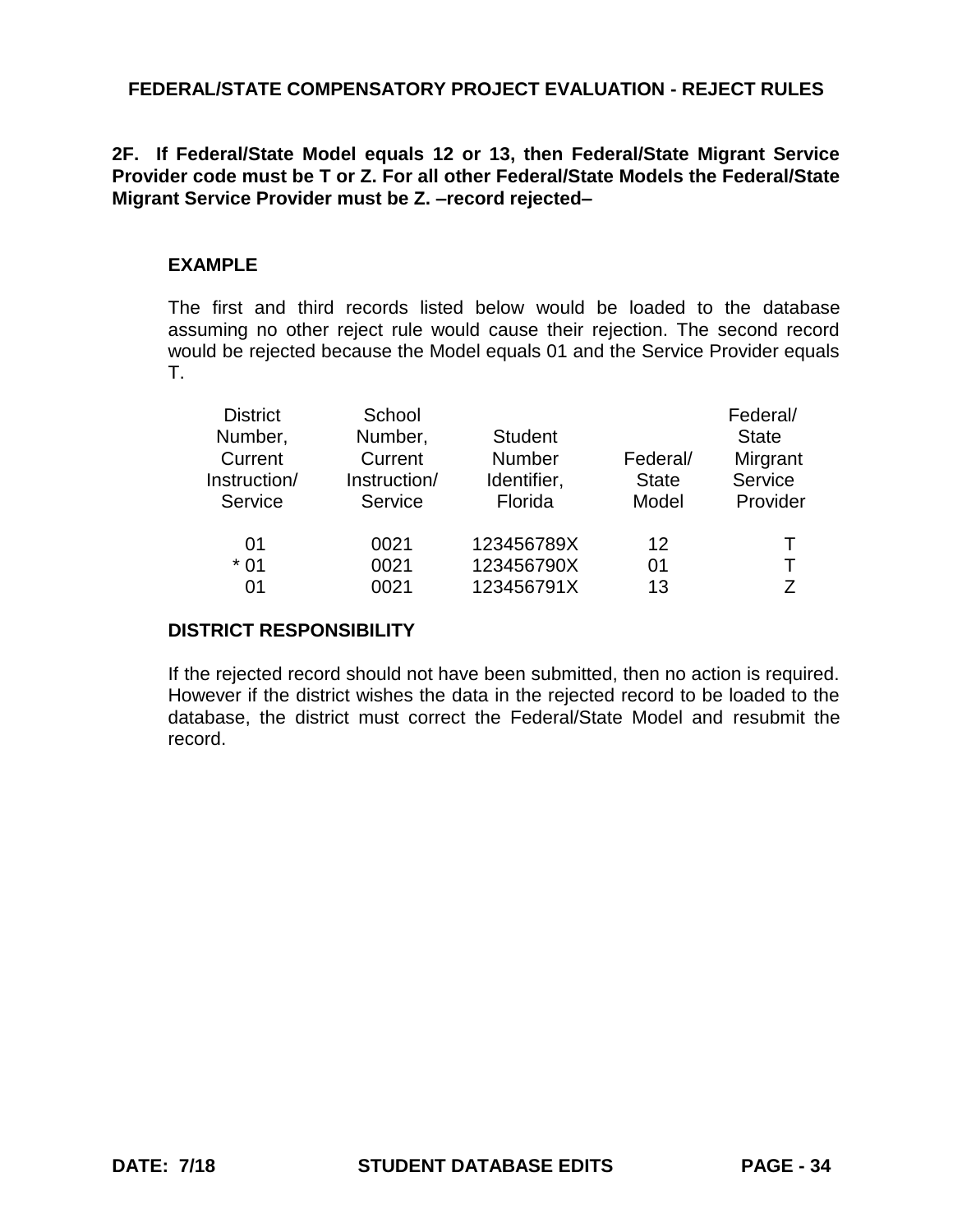**2F. If Federal/State Model equals 12 or 13, then Federal/State Migrant Service Provider code must be T or Z. For all other Federal/State Models the Federal/State Migrant Service Provider must be Z. –record rejected–**

**EXAMPLE**

The first and third records listed below would be loaded to the database assuming no other reject rule would cause their rejection. The second record would be rejected because the Model equals 01 and the Service Provider equals T.

| District Number, Current Instruction/ Service | School Number, Current Instruction/ Service | Student Number Identifier, Florida | Federal/ State Model | Federal/ State Mirgrant Service Provider |
|---|---|---|---|---|
| 01 | 0021 | 123456789X | 12 | T |
| * 01 | 0021 | 123456790X | 01 | T |
| 01 | 0021 | 123456791X | 13 | Z |

**DISTRICT RESPONSIBILITY**

If the rejected record should not have been submitted, then no action is required. However if the district wishes the data in the rejected record to be loaded to the database, the district must correct the Federal/State Model and resubmit the record.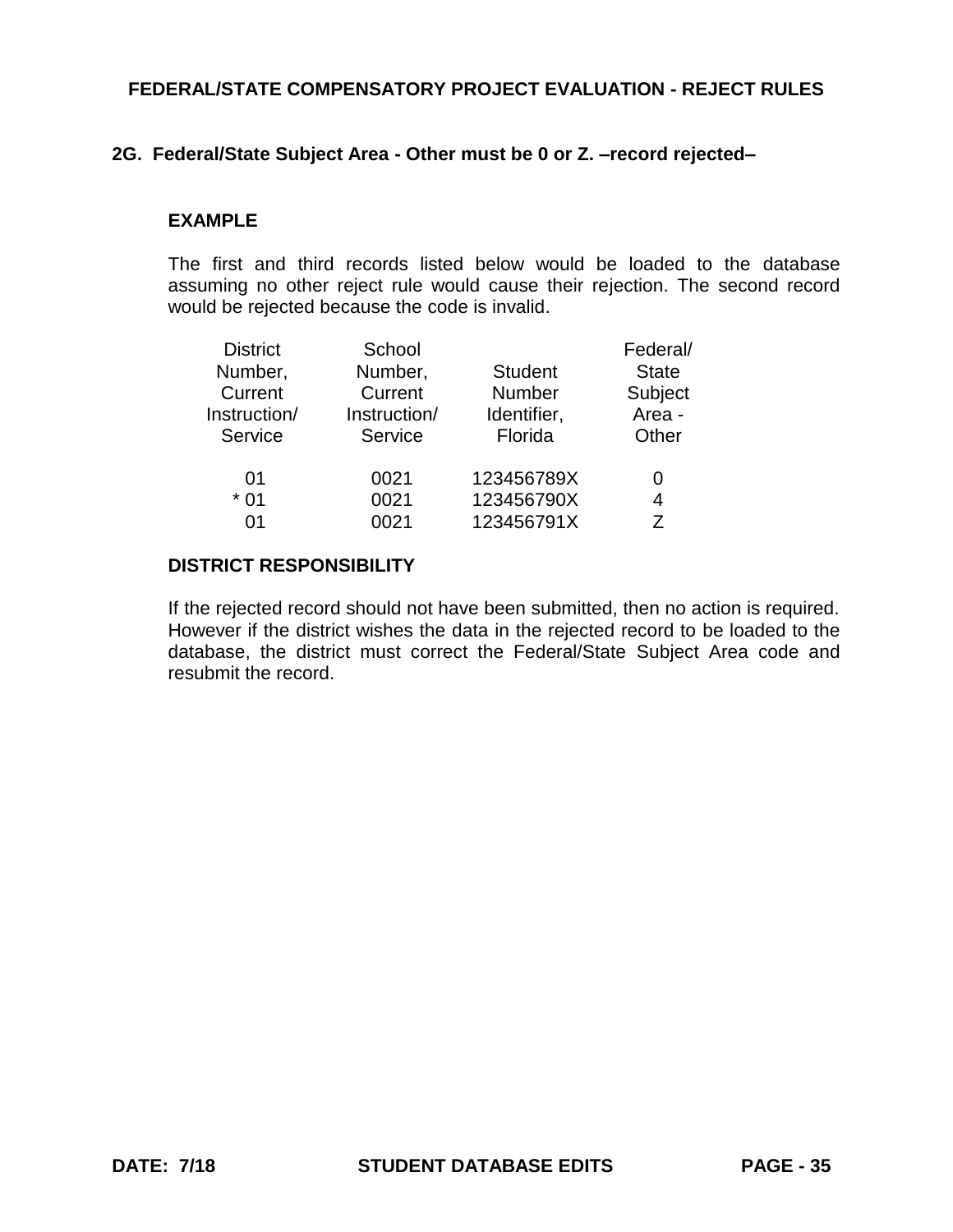# FEDERAL/STATE COMPENSATORY PROJECT EVALUATION - REJECT RULES

## 2G. Federal/State Subject Area - Other must be 0 or Z. –record rejected–

### EXAMPLE

The first and third records listed below would be loaded to the database assuming no other reject rule would cause their rejection. The second record would be rejected because the code is invalid.

| District Number, Current Instruction/ Service | School Number, Current Instruction/ Service | Student Number Identifier, Florida | Federal/ State Subject Area - Other |
|---|---|---|---|
| 01 | 0021 | 123456789X | 0 |
| * 01 | 0021 | 123456790X | 4 |
| 01 | 0021 | 123456791X | Z |

### DISTRICT RESPONSIBILITY

If the rejected record should not have been submitted, then no action is required. However if the district wishes the data in the rejected record to be loaded to the database, the district must correct the Federal/State Subject Area code and resubmit the record.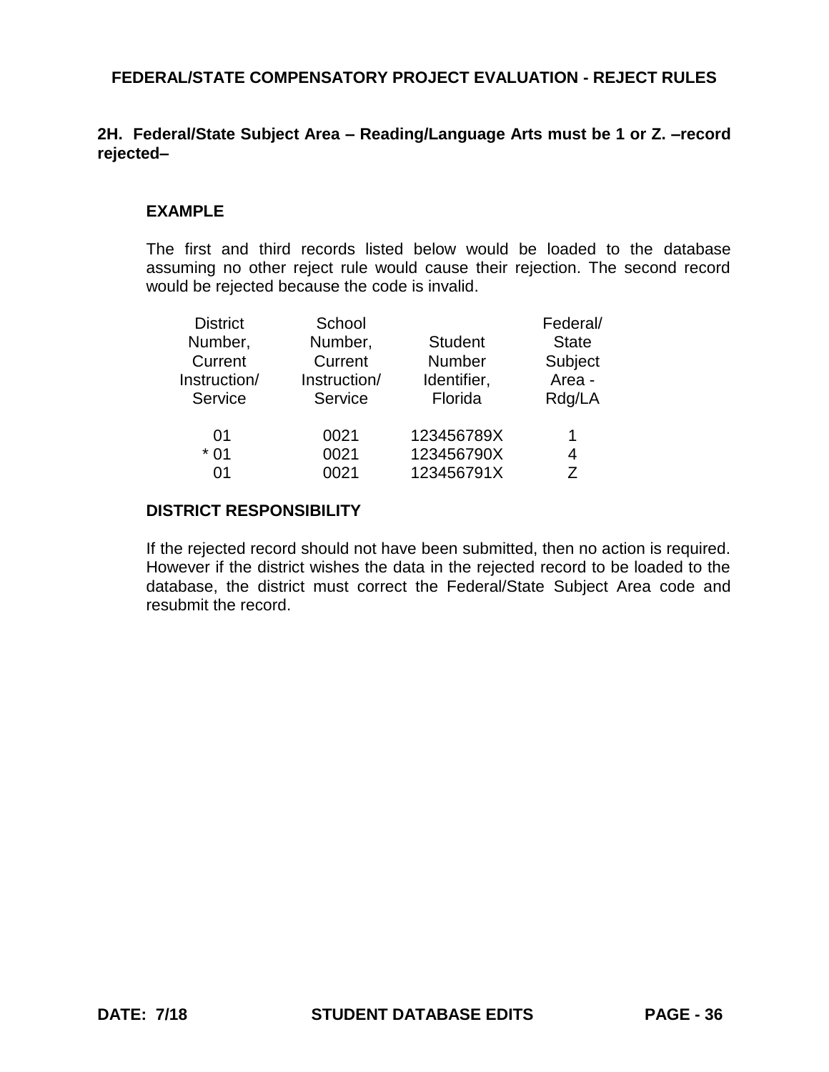# FEDERAL/STATE COMPENSATORY PROJECT EVALUATION - REJECT RULES

## 2H. Federal/State Subject Area – Reading/Language Arts must be 1 or Z. –record rejected–

### EXAMPLE

The first and third records listed below would be loaded to the database assuming no other reject rule would cause their rejection. The second record would be rejected because the code is invalid.

| District Number, Current Instruction/ Service | School Number, Current Instruction/ Service | Student Number Identifier, Florida | Federal/ State Subject Area - Rdg/LA |
|---|---|---|---|
| 01 | 0021 | 123456789X | 1 |
| * 01 | 0021 | 123456790X | 4 |
| 01 | 0021 | 123456791X | Z |

### DISTRICT RESPONSIBILITY

If the rejected record should not have been submitted, then no action is required. However if the district wishes the data in the rejected record to be loaded to the database, the district must correct the Federal/State Subject Area code and resubmit the record.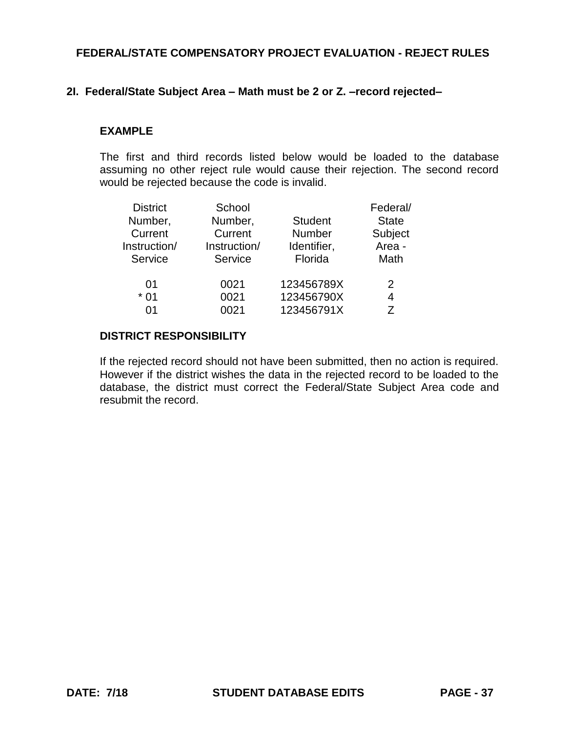# FEDERAL/STATE COMPENSATORY PROJECT EVALUATION - REJECT RULES

## 2I. Federal/State Subject Area – Math must be 2 or Z. –record rejected–

### EXAMPLE

The first and third records listed below would be loaded to the database assuming no other reject rule would cause their rejection. The second record would be rejected because the code is invalid.

| District Number, Current Instruction/ Service | School Number, Current Instruction/ Service | Student Number Identifier, Florida | Federal/ State Subject Area - Math |
|---|---|---|---|
| 01 | 0021 | 123456789X | 2 |
| * 01 | 0021 | 123456790X | 4 |
| 01 | 0021 | 123456791X | Z |

### DISTRICT RESPONSIBILITY

If the rejected record should not have been submitted, then no action is required. However if the district wishes the data in the rejected record to be loaded to the database, the district must correct the Federal/State Subject Area code and resubmit the record.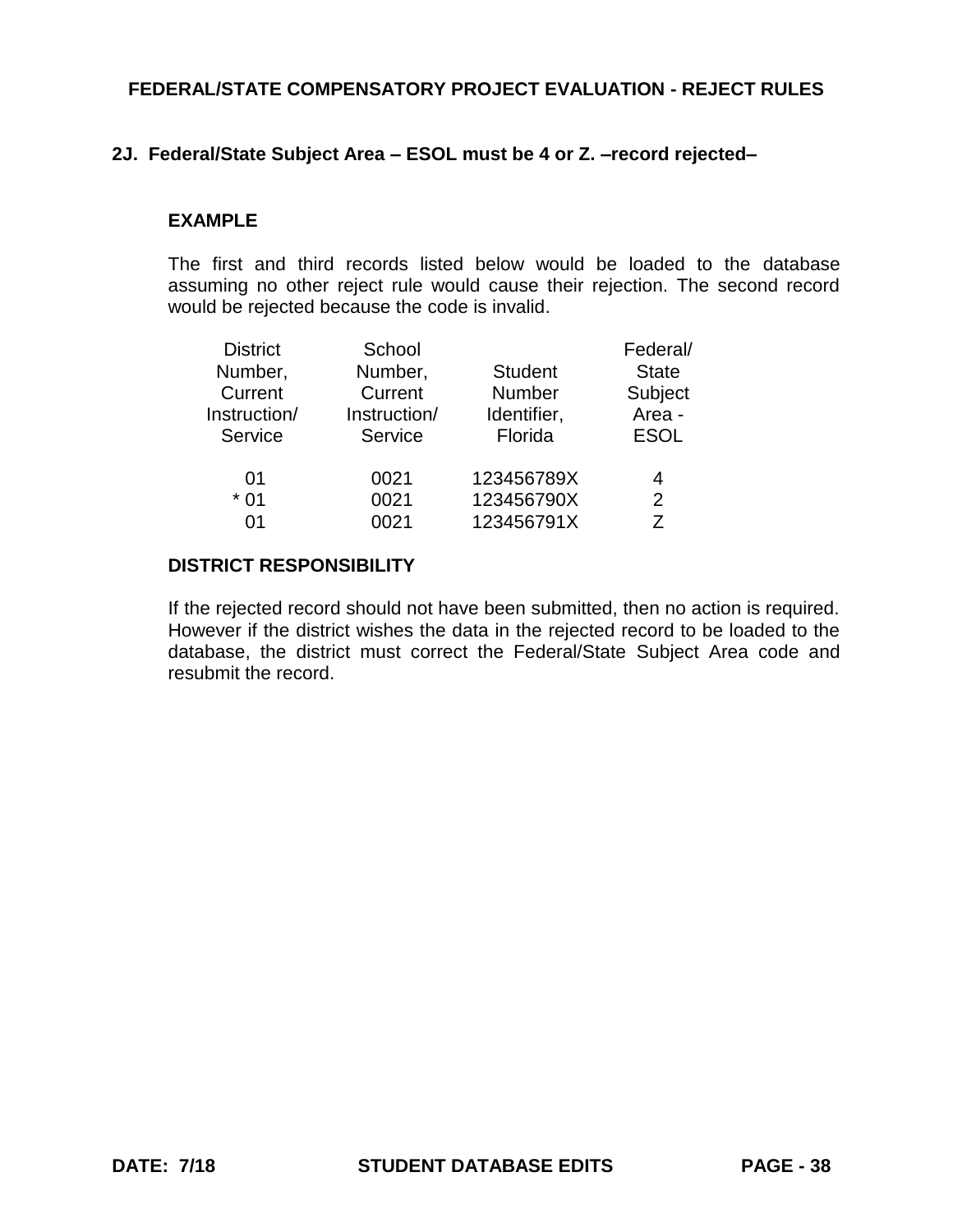# FEDERAL/STATE COMPENSATORY PROJECT EVALUATION - REJECT RULES

## 2J. Federal/State Subject Area – ESOL must be 4 or Z. –record rejected–

### EXAMPLE

The first and third records listed below would be loaded to the database assuming no other reject rule would cause their rejection. The second record would be rejected because the code is invalid.

| District Number, Current Instruction/ Service | School Number, Current Instruction/ Service | Student Number Identifier, Florida | Federal/ State Subject Area - ESOL |
|---|---|---|---|
| 01 | 0021 | 123456789X | 4 |
| * 01 | 0021 | 123456790X | 2 |
| 01 | 0021 | 123456791X | Z |

### DISTRICT RESPONSIBILITY

If the rejected record should not have been submitted, then no action is required. However if the district wishes the data in the rejected record to be loaded to the database, the district must correct the Federal/State Subject Area code and resubmit the record.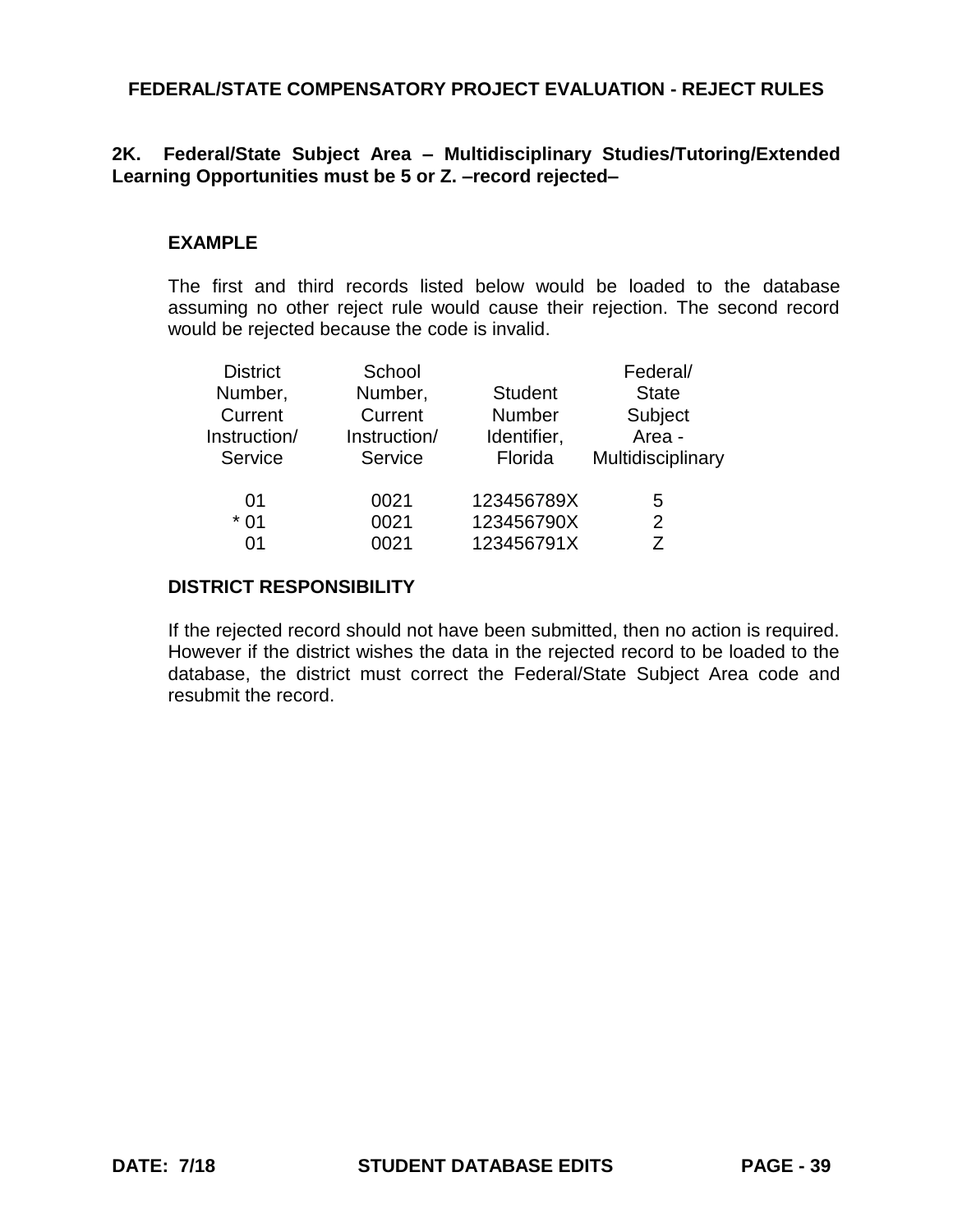**2K. Federal/State Subject Area – Multidisciplinary Studies/Tutoring/Extended Learning Opportunities must be 5 or Z. –record rejected–**

**EXAMPLE**

The first and third records listed below would be loaded to the database assuming no other reject rule would cause their rejection. The second record would be rejected because the code is invalid.

| District Number, Current Instruction/ Service | School Number, Current Instruction/ Service | Student Number Identifier, Florida | Federal/ State Subject Area - Multidisciplinary |
|---|---|---|---|
| 01 | 0021 | 123456789X | 5 |
| * 01 | 0021 | 123456790X | 2 |
| 01 | 0021 | 123456791X | Z |

**DISTRICT RESPONSIBILITY**

If the rejected record should not have been submitted, then no action is required. However if the district wishes the data in the rejected record to be loaded to the database, the district must correct the Federal/State Subject Area code and resubmit the record.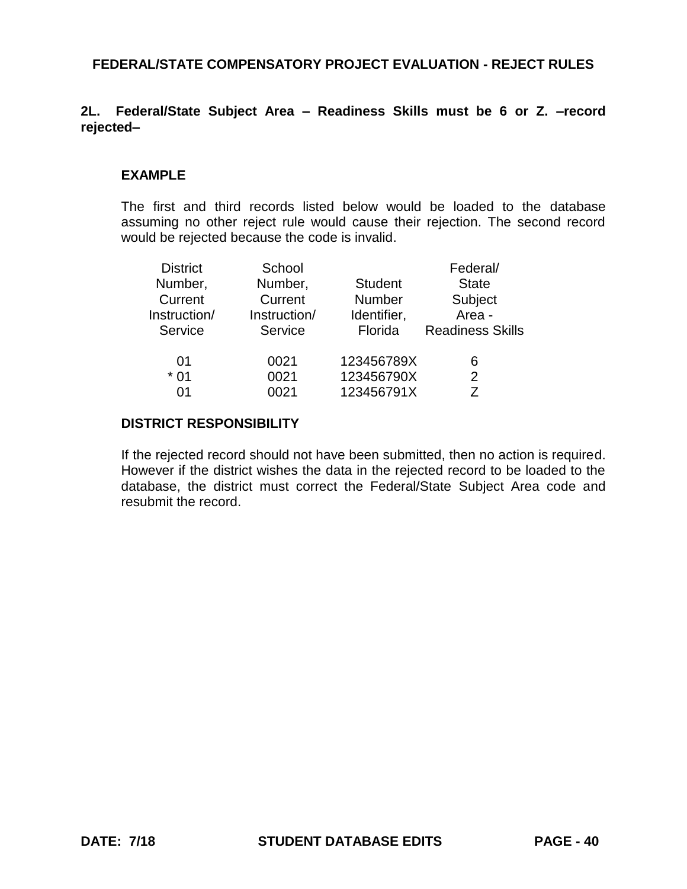**2L. Federal/State Subject Area – Readiness Skills must be 6 or Z. –record rejected–**

**EXAMPLE**

The first and third records listed below would be loaded to the database assuming no other reject rule would cause their rejection. The second record would be rejected because the code is invalid.

| District Number, Current Instruction/ Service | School Number, Current Instruction/ Service | Student Number Identifier, Florida | Federal/ State Subject Area - Readiness Skills |
|---|---|---|---|
| 01 | 0021 | 123456789X | 6 |
| * 01 | 0021 | 123456790X | 2 |
| 01 | 0021 | 123456791X | Z |

**DISTRICT RESPONSIBILITY**

If the rejected record should not have been submitted, then no action is required. However if the district wishes the data in the rejected record to be loaded to the database, the district must correct the Federal/State Subject Area code and resubmit the record.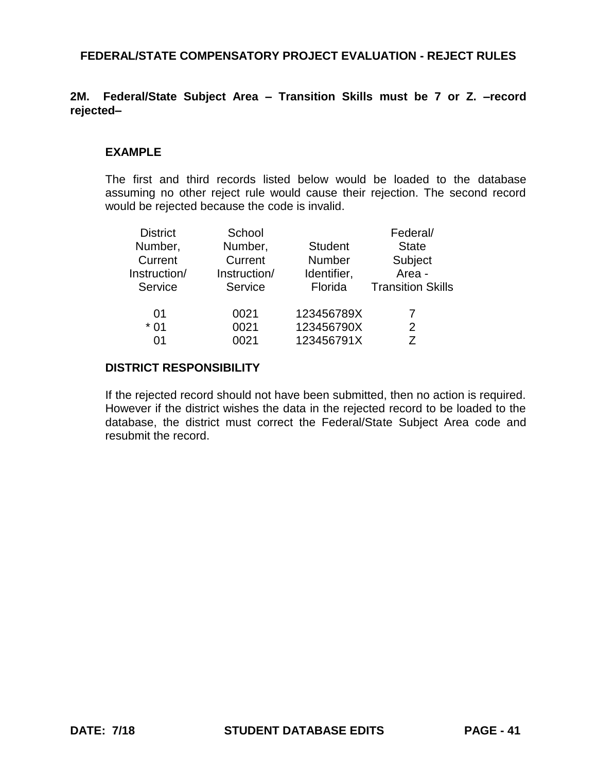**2M. Federal/State Subject Area – Transition Skills must be 7 or Z. –record rejected–**

**EXAMPLE**

The first and third records listed below would be loaded to the database assuming no other reject rule would cause their rejection. The second record would be rejected because the code is invalid.

| District Number, Current Instruction/ Service | School Number, Current Instruction/ Service | Student Number Identifier, Florida | Federal/ State Subject Area - Transition Skills |
|---|---|---|---|
| 01 | 0021 | 123456789X | 7 |
| * 01 | 0021 | 123456790X | 2 |
| 01 | 0021 | 123456791X | Z |

**DISTRICT RESPONSIBILITY**

If the rejected record should not have been submitted, then no action is required. However if the district wishes the data in the rejected record to be loaded to the database, the district must correct the Federal/State Subject Area code and resubmit the record.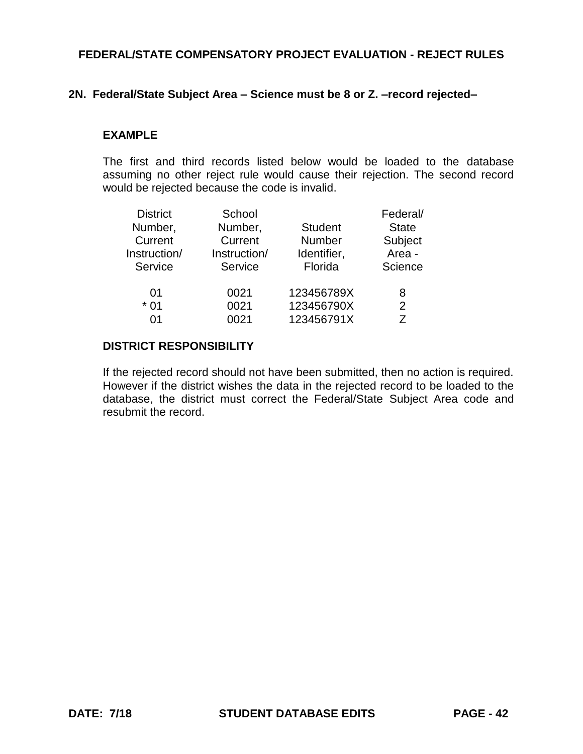## 2N. Federal/State Subject Area – Science must be 8 or Z. –record rejected–

**EXAMPLE**

The first and third records listed below would be loaded to the database assuming no other reject rule would cause their rejection. The second record would be rejected because the code is invalid.

| District Number, Current Instruction/ Service | School Number, Current Instruction/ Service | Student Number Identifier, Florida | Federal/ State Subject Area - Science |
|---|---|---|---|
| 01 | 0021 | 123456789X | 8 |
| * 01 | 0021 | 123456790X | 2 |
| 01 | 0021 | 123456791X | Z |

**DISTRICT RESPONSIBILITY**

If the rejected record should not have been submitted, then no action is required. However if the district wishes the data in the rejected record to be loaded to the database, the district must correct the Federal/State Subject Area code and resubmit the record.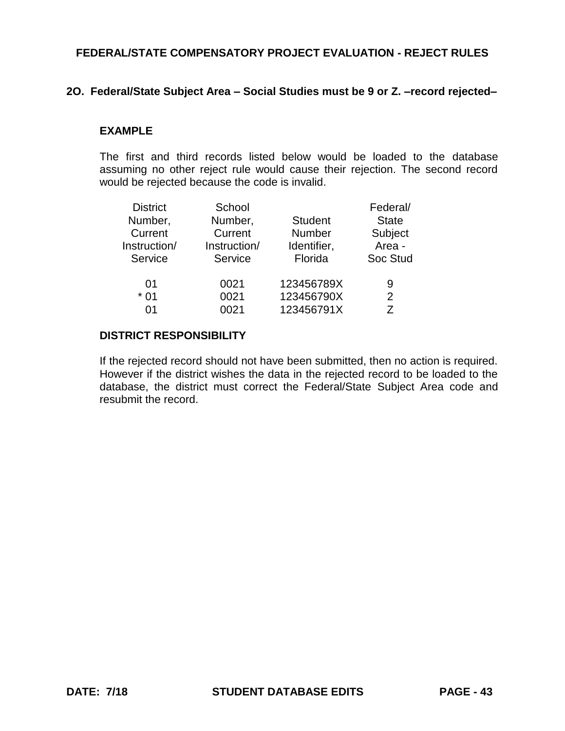# FEDERAL/STATE COMPENSATORY PROJECT EVALUATION - REJECT RULES

## 2O. Federal/State Subject Area – Social Studies must be 9 or Z. –record rejected–

### EXAMPLE

The first and third records listed below would be loaded to the database assuming no other reject rule would cause their rejection. The second record would be rejected because the code is invalid.

| District Number, Current Instruction/ Service | School Number, Current Instruction/ Service | Student Number Identifier, Florida | Federal/ State Subject Area - Soc Stud |
|---|---|---|---|
| 01 | 0021 | 123456789X | 9 |
| * 01 | 0021 | 123456790X | 2 |
| 01 | 0021 | 123456791X | Z |

### DISTRICT RESPONSIBILITY

If the rejected record should not have been submitted, then no action is required. However if the district wishes the data in the rejected record to be loaded to the database, the district must correct the Federal/State Subject Area code and resubmit the record.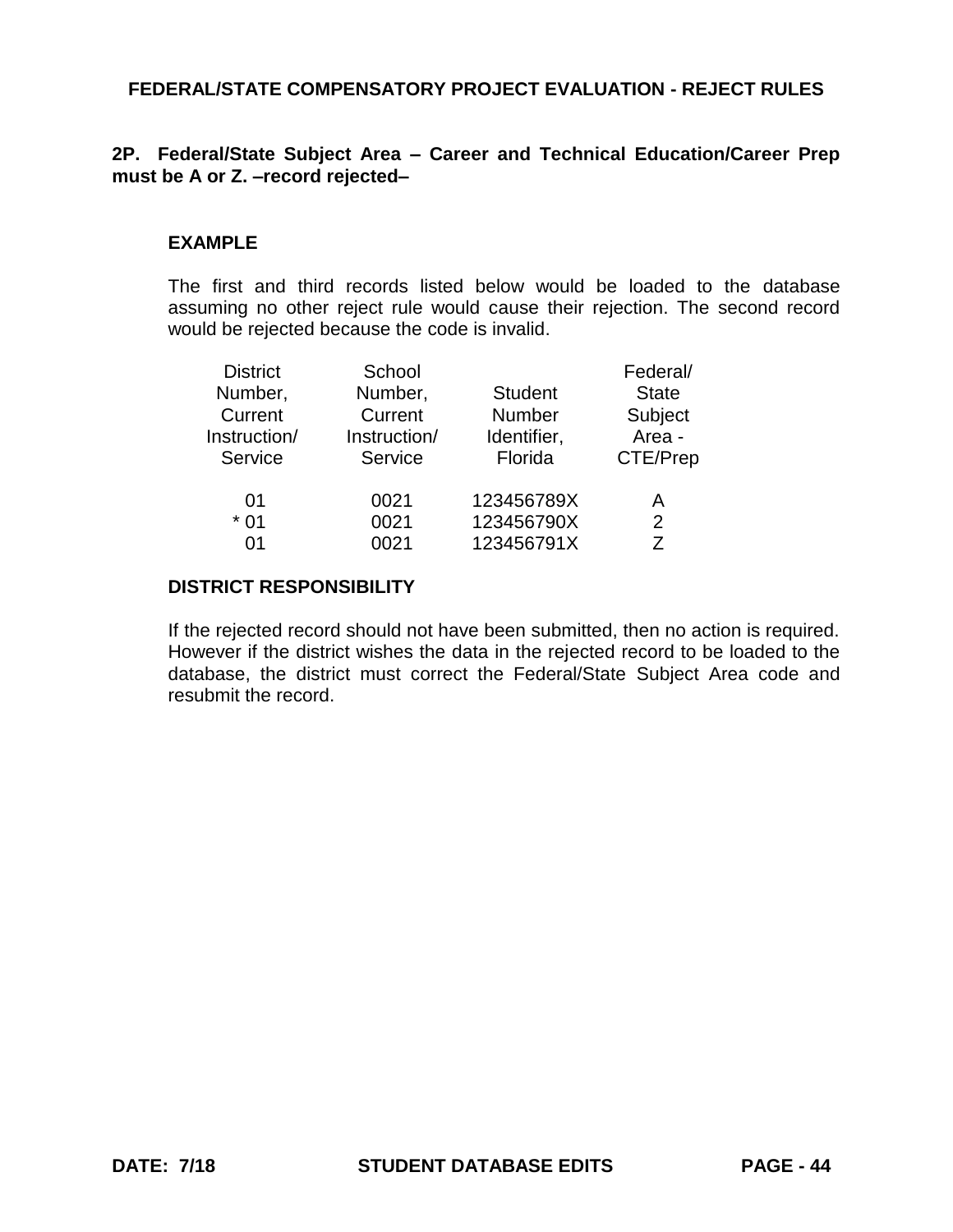# FEDERAL/STATE COMPENSATORY PROJECT EVALUATION - REJECT RULES

**2P. Federal/State Subject Area – Career and Technical Education/Career Prep must be A or Z. –record rejected–**

**EXAMPLE**

The first and third records listed below would be loaded to the database assuming no other reject rule would cause their rejection. The second record would be rejected because the code is invalid.

| District Number, Current Instruction/ Service | School Number, Current Instruction/ Service | Student Number Identifier, Florida | Federal/ State Subject Area - CTE/Prep |
|---|---|---|---|
| 01 | 0021 | 123456789X | A |
| * 01 | 0021 | 123456790X | 2 |
| 01 | 0021 | 123456791X | Z |

**DISTRICT RESPONSIBILITY**

If the rejected record should not have been submitted, then no action is required. However if the district wishes the data in the rejected record to be loaded to the database, the district must correct the Federal/State Subject Area code and resubmit the record.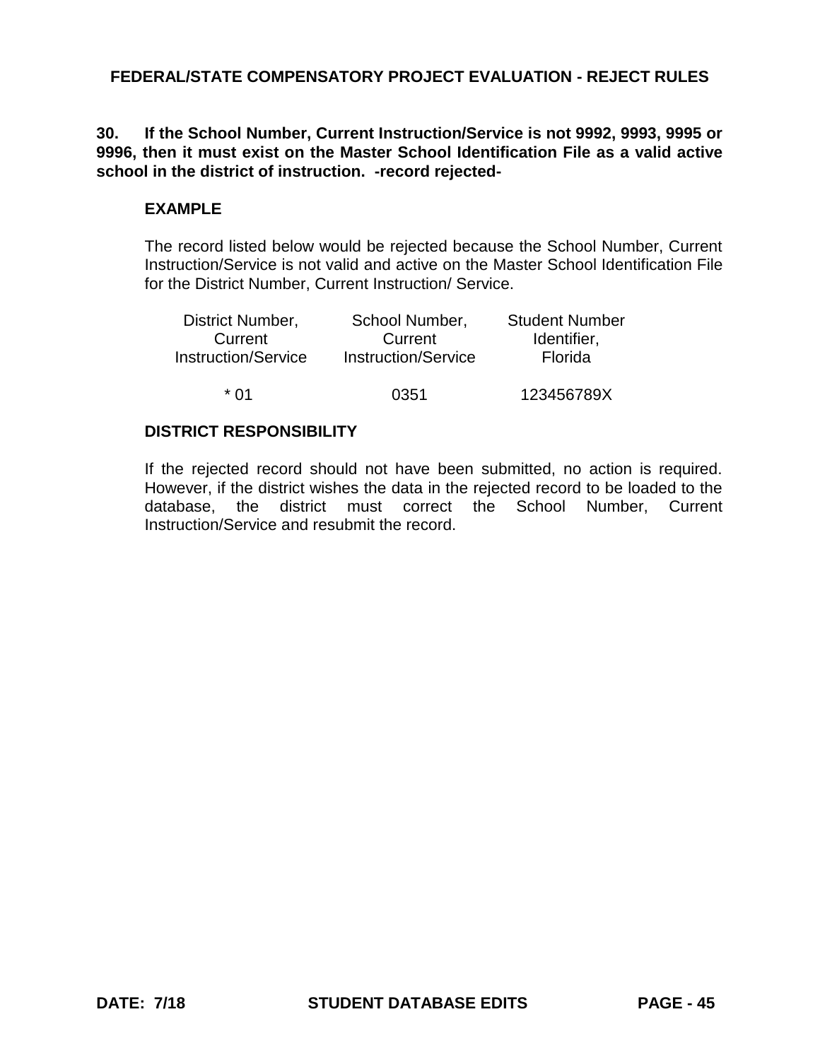**30. If the School Number, Current Instruction/Service is not 9992, 9993, 9995 or 9996, then it must exist on the Master School Identification File as a valid active school in the district of instruction. -record rejected-**

**EXAMPLE**

The record listed below would be rejected because the School Number, Current Instruction/Service is not valid and active on the Master School Identification File for the District Number, Current Instruction/ Service.

| District Number, Current Instruction/Service | School Number, Current Instruction/Service | Student Number Identifier, Florida |
|---|---|---|
| * 01 | 0351 | 123456789X |

**DISTRICT RESPONSIBILITY**

If the rejected record should not have been submitted, no action is required. However, if the district wishes the data in the rejected record to be loaded to the database, the district must correct the School Number, Current Instruction/Service and resubmit the record.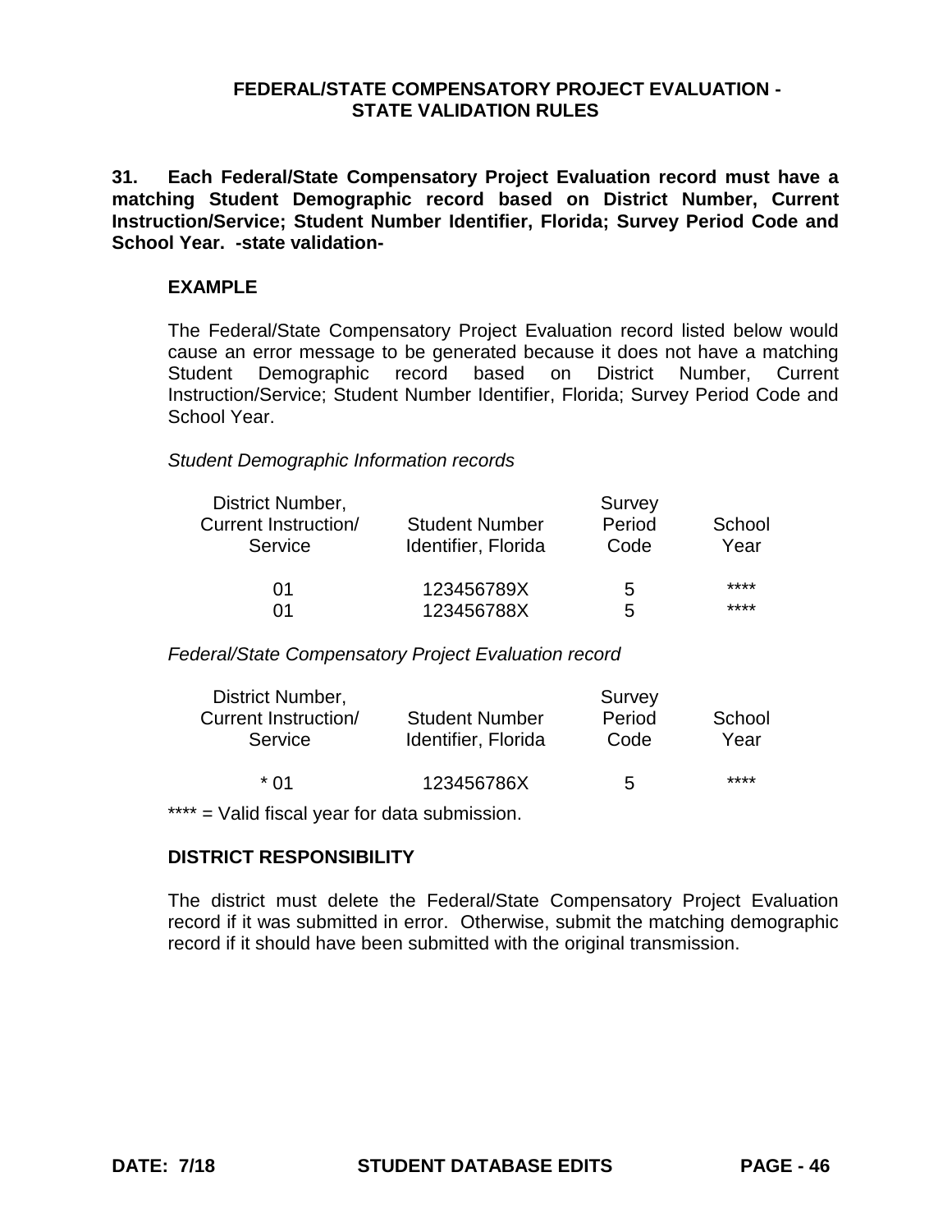**FEDERAL/STATE COMPENSATORY PROJECT EVALUATION - STATE VALIDATION RULES**

**31. Each Federal/State Compensatory Project Evaluation record must have a matching Student Demographic record based on District Number, Current Instruction/Service; Student Number Identifier, Florida; Survey Period Code and School Year. -state validation-**

**EXAMPLE**

The Federal/State Compensatory Project Evaluation record listed below would cause an error message to be generated because it does not have a matching Student Demographic record based on District Number, Current Instruction/Service; Student Number Identifier, Florida; Survey Period Code and School Year.

*Student Demographic Information records*

| District Number, Current Instruction/ Service | Student Number Identifier, Florida | Survey Period Code | School Year |
|---|---|---|---|
| 01 | 123456789X | 5 | **** |
| 01 | 123456788X | 5 | **** |

*Federal/State Compensatory Project Evaluation record*

| District Number, Current Instruction/ Service | Student Number Identifier, Florida | Survey Period Code | School Year |
|---|---|---|---|
| * 01 | 123456786X | 5 | **** |

**** = Valid fiscal year for data submission.

**DISTRICT RESPONSIBILITY**

The district must delete the Federal/State Compensatory Project Evaluation record if it was submitted in error. Otherwise, submit the matching demographic record if it should have been submitted with the original transmission.